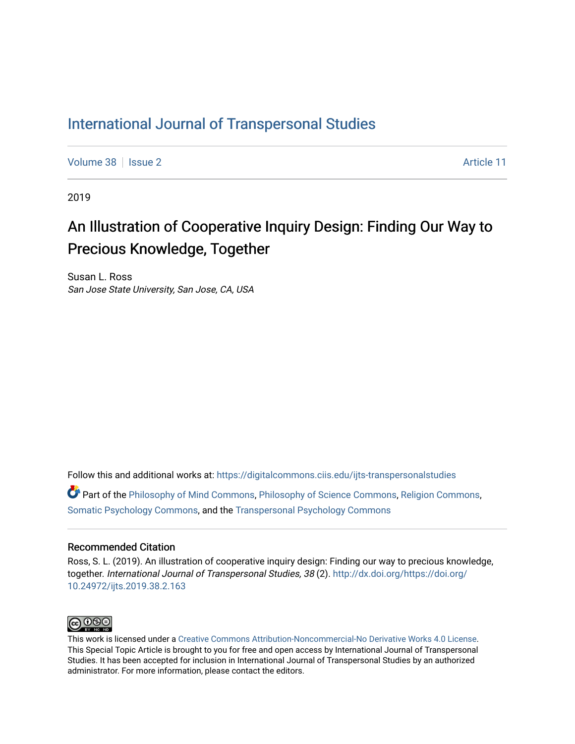# International Journal of Transpersonal Studies

Volume 38 | Issue 2 | Article 11

2019

## An Illustration of Cooperative Inquiry Design: Finding Our Way to Precious Knowledge, Together

Susan L. Ross
*San Jose State University, San Jose, CA, USA*

Follow this and additional works at: https://digitalcommons.ciis.edu/ijts-transpersonalstudies

Part of the Philosophy of Mind Commons, Philosophy of Science Commons, Religion Commons, Somatic Psychology Commons, and the Transpersonal Psychology Commons

### Recommended Citation

Ross, S. L. (2019). An illustration of cooperative inquiry design: Finding our way to precious knowledge, together. *International Journal of Transpersonal Studies, 38* (2). http://dx.doi.org/https://doi.org/10.24972/ijts.2019.38.2.163

This work is licensed under a Creative Commons Attribution-Noncommercial-No Derivative Works 4.0 License.
This Special Topic Article is brought to you for free and open access by International Journal of Transpersonal Studies. It has been accepted for inclusion in International Journal of Transpersonal Studies by an authorized administrator. For more information, please contact the editors.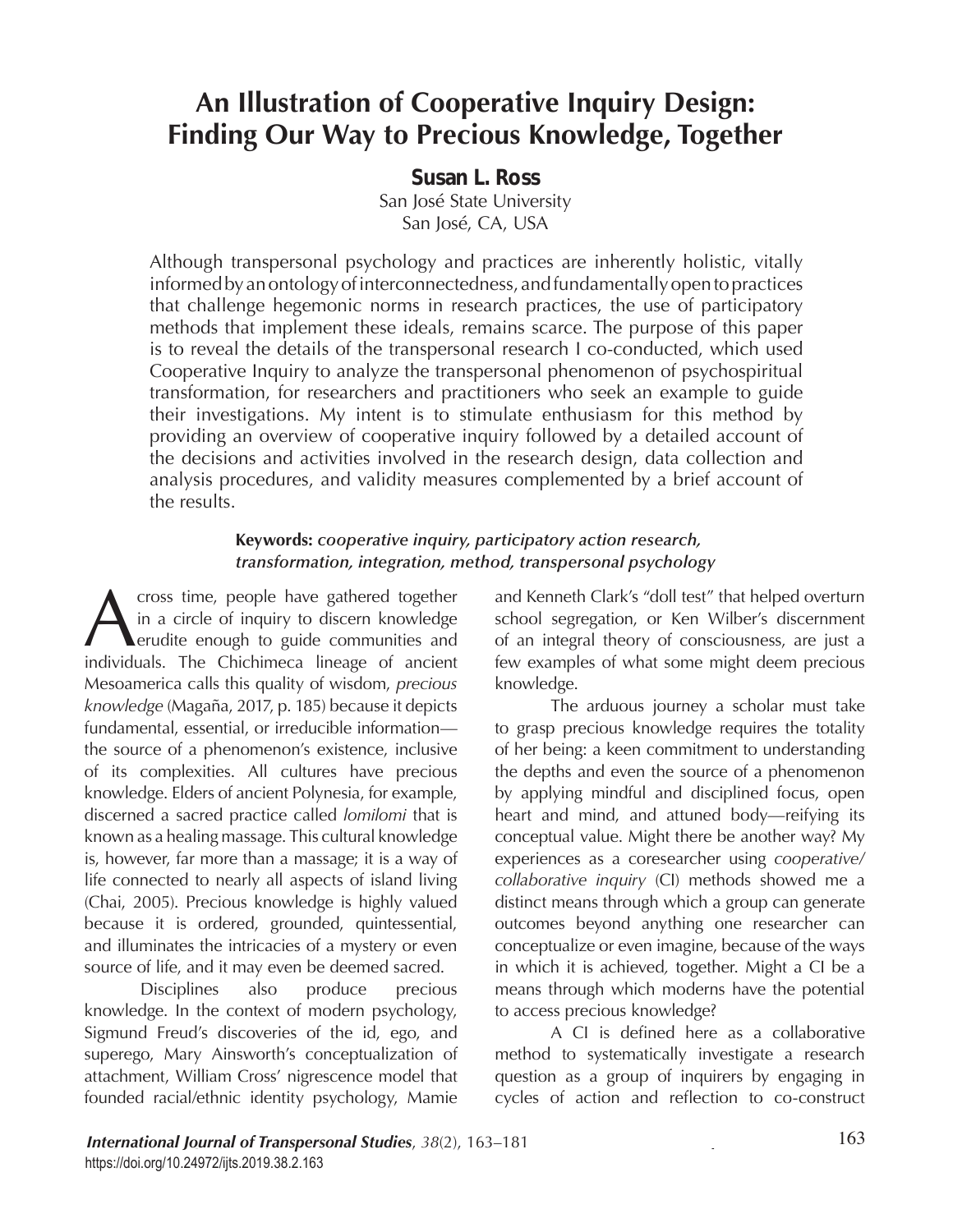# An Illustration of Cooperative Inquiry Design: Finding Our Way to Precious Knowledge, Together

**Susan L. Ross**

San José State University
San José, CA, USA

Although transpersonal psychology and practices are inherently holistic, vitally informed by an ontology of interconnectedness, and fundamentally open to practices that challenge hegemonic norms in research practices, the use of participatory methods that implement these ideals, remains scarce. The purpose of this paper is to reveal the details of the transpersonal research I co-conducted, which used Cooperative Inquiry to analyze the transpersonal phenomenon of psychospiritual transformation, for researchers and practitioners who seek an example to guide their investigations. My intent is to stimulate enthusiasm for this method by providing an overview of cooperative inquiry followed by a detailed account of the decisions and activities involved in the research design, data collection and analysis procedures, and validity measures complemented by a brief account of the results.

**Keywords:** *cooperative inquiry, participatory action research, transformation, integration, method, transpersonal psychology*

Across time, people have gathered together in a circle of inquiry to discern knowledge erudite enough to guide communities and individuals. The Chichimeca lineage of ancient Mesoamerica calls this quality of wisdom, *precious knowledge* (Magaña, 2017, p. 185) because it depicts fundamental, essential, or irreducible information—the source of a phenomenon's existence, inclusive of its complexities. All cultures have precious knowledge. Elders of ancient Polynesia, for example, discerned a sacred practice called *lomilomi* that is known as a healing massage. This cultural knowledge is, however, far more than a massage; it is a way of life connected to nearly all aspects of island living (Chai, 2005). Precious knowledge is highly valued because it is ordered, grounded, quintessential, and illuminates the intricacies of a mystery or even source of life, and it may even be deemed sacred.

Disciplines also produce precious knowledge. In the context of modern psychology, Sigmund Freud's discoveries of the id, ego, and superego, Mary Ainsworth's conceptualization of attachment, William Cross' nigrescence model that founded racial/ethnic identity psychology, Mamie and Kenneth Clark's "doll test" that helped overturn school segregation, or Ken Wilber's discernment of an integral theory of consciousness, are just a few examples of what some might deem precious knowledge.

The arduous journey a scholar must take to grasp precious knowledge requires the totality of her being: a keen commitment to understanding the depths and even the source of a phenomenon by applying mindful and disciplined focus, open heart and mind, and attuned body—reifying its conceptual value. Might there be another way? My experiences as a coresearcher using *cooperative/collaborative inquiry* (CI) methods showed me a distinct means through which a group can generate outcomes beyond anything one researcher can conceptualize or even imagine, because of the ways in which it is achieved, together. Might a CI be a means through which moderns have the potential to access precious knowledge?

A CI is defined here as a collaborative method to systematically investigate a research question as a group of inquirers by engaging in cycles of action and reflection to co-construct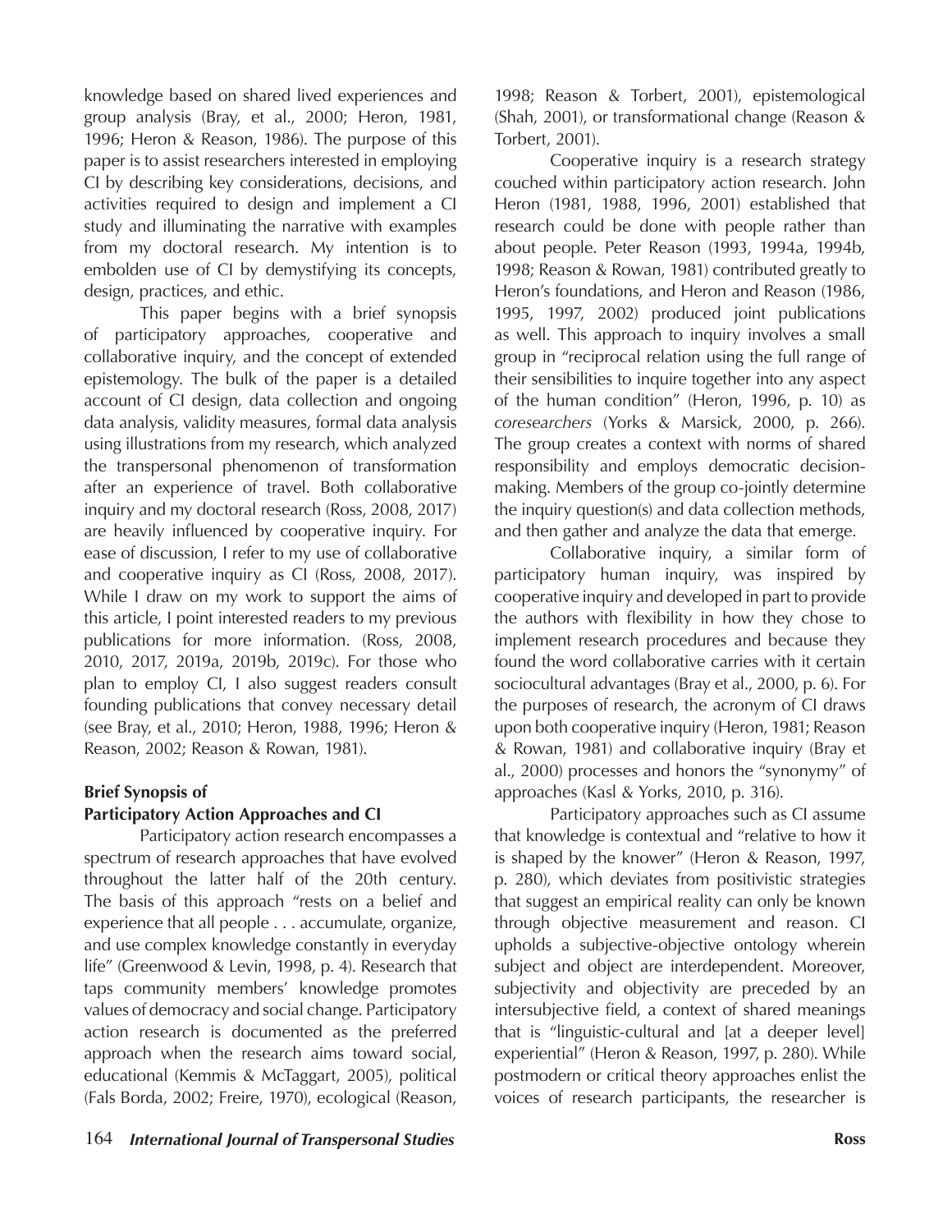knowledge based on shared lived experiences and group analysis (Bray, et al., 2000; Heron, 1981, 1996; Heron & Reason, 1986). The purpose of this paper is to assist researchers interested in employing CI by describing key considerations, decisions, and activities required to design and implement a CI study and illuminating the narrative with examples from my doctoral research. My intention is to embolden use of CI by demystifying its concepts, design, practices, and ethic.

This paper begins with a brief synopsis of participatory approaches, cooperative and collaborative inquiry, and the concept of extended epistemology. The bulk of the paper is a detailed account of CI design, data collection and ongoing data analysis, validity measures, formal data analysis using illustrations from my research, which analyzed the transpersonal phenomenon of transformation after an experience of travel. Both collaborative inquiry and my doctoral research (Ross, 2008, 2017) are heavily influenced by cooperative inquiry. For ease of discussion, I refer to my use of collaborative and cooperative inquiry as CI (Ross, 2008, 2017). While I draw on my work to support the aims of this article, I point interested readers to my previous publications for more information. (Ross, 2008, 2010, 2017, 2019a, 2019b, 2019c). For those who plan to employ CI, I also suggest readers consult founding publications that convey necessary detail (see Bray, et al., 2010; Heron, 1988, 1996; Heron & Reason, 2002; Reason & Rowan, 1981).

## Brief Synopsis of Participatory Action Approaches and CI

Participatory action research encompasses a spectrum of research approaches that have evolved throughout the latter half of the 20th century. The basis of this approach "rests on a belief and experience that all people . . . accumulate, organize, and use complex knowledge constantly in everyday life" (Greenwood & Levin, 1998, p. 4). Research that taps community members' knowledge promotes values of democracy and social change. Participatory action research is documented as the preferred approach when the research aims toward social, educational (Kemmis & McTaggart, 2005), political (Fals Borda, 2002; Freire, 1970), ecological (Reason, 1998; Reason & Torbert, 2001), epistemological (Shah, 2001), or transformational change (Reason & Torbert, 2001).

Cooperative inquiry is a research strategy couched within participatory action research. John Heron (1981, 1988, 1996, 2001) established that research could be done with people rather than about people. Peter Reason (1993, 1994a, 1994b, 1998; Reason & Rowan, 1981) contributed greatly to Heron's foundations, and Heron and Reason (1986, 1995, 1997, 2002) produced joint publications as well. This approach to inquiry involves a small group in "reciprocal relation using the full range of their sensibilities to inquire together into any aspect of the human condition" (Heron, 1996, p. 10) as *coresearchers* (Yorks & Marsick, 2000, p. 266). The group creates a context with norms of shared responsibility and employs democratic decision-making. Members of the group co-jointly determine the inquiry question(s) and data collection methods, and then gather and analyze the data that emerge.

Collaborative inquiry, a similar form of participatory human inquiry, was inspired by cooperative inquiry and developed in part to provide the authors with flexibility in how they chose to implement research procedures and because they found the word collaborative carries with it certain sociocultural advantages (Bray et al., 2000, p. 6). For the purposes of research, the acronym of CI draws upon both cooperative inquiry (Heron, 1981; Reason & Rowan, 1981) and collaborative inquiry (Bray et al., 2000) processes and honors the "synonymy" of approaches (Kasl & Yorks, 2010, p. 316).

Participatory approaches such as CI assume that knowledge is contextual and "relative to how it is shaped by the knower" (Heron & Reason, 1997, p. 280), which deviates from positivistic strategies that suggest an empirical reality can only be known through objective measurement and reason. CI upholds a subjective-objective ontology wherein subject and object are interdependent. Moreover, subjectivity and objectivity are preceded by an intersubjective field, a context of shared meanings that is "linguistic-cultural and [at a deeper level] experiential" (Heron & Reason, 1997, p. 280). While postmodern or critical theory approaches enlist the voices of research participants, the researcher is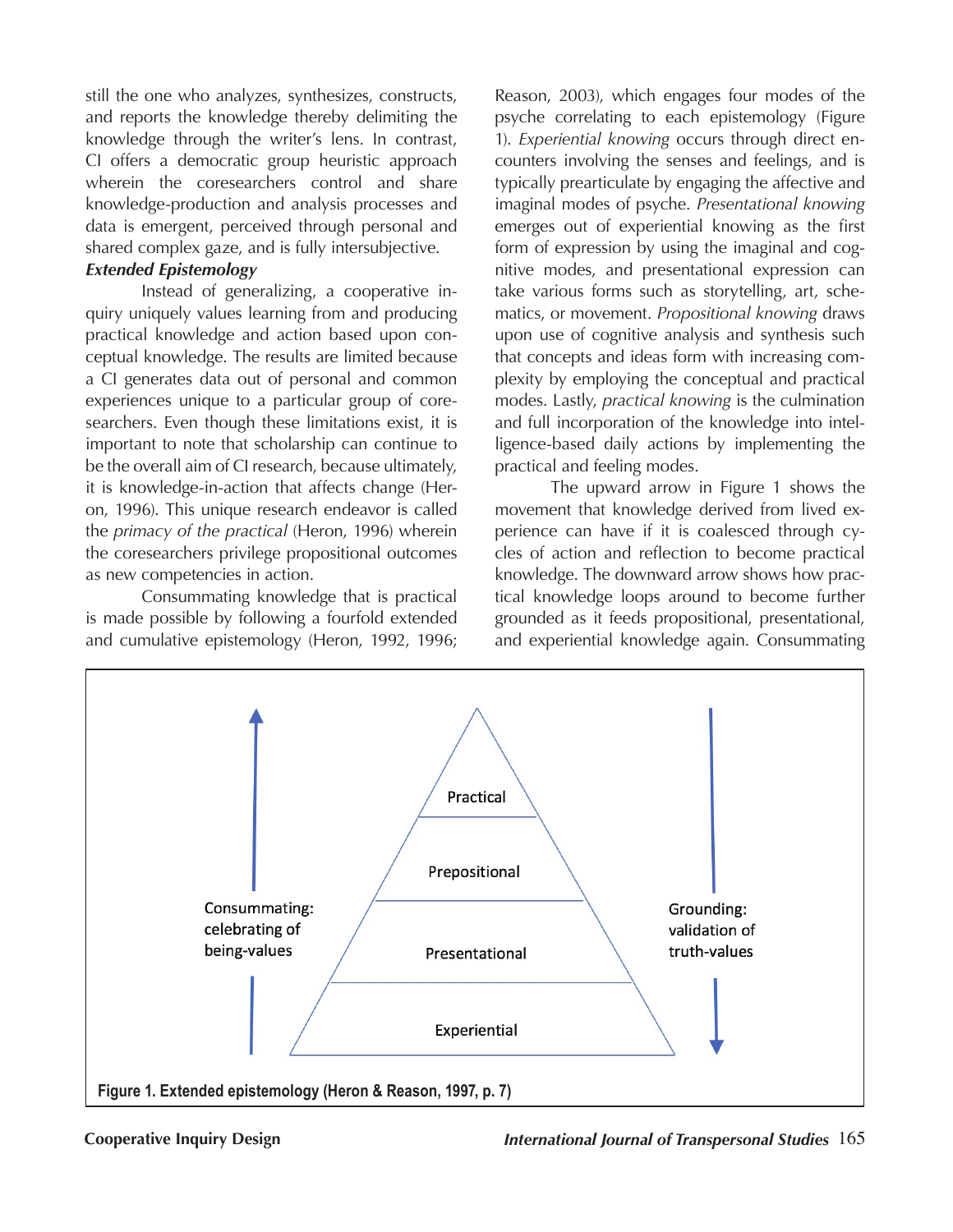still the one who analyzes, synthesizes, constructs, and reports the knowledge thereby delimiting the knowledge through the writer's lens. In contrast, CI offers a democratic group heuristic approach wherein the coresearchers control and share knowledge-production and analysis processes and data is emergent, perceived through personal and shared complex gaze, and is fully intersubjective.

***Extended Epistemology***

Instead of generalizing, a cooperative inquiry uniquely values learning from and producing practical knowledge and action based upon conceptual knowledge. The results are limited because a CI generates data out of personal and common experiences unique to a particular group of coresearchers. Even though these limitations exist, it is important to note that scholarship can continue to be the overall aim of CI research, because ultimately, it is knowledge-in-action that affects change (Heron, 1996). This unique research endeavor is called the *primacy of the practical* (Heron, 1996) wherein the coresearchers privilege propositional outcomes as new competencies in action.

Consummating knowledge that is practical is made possible by following a fourfold extended and cumulative epistemology (Heron, 1992, 1996; Reason, 2003), which engages four modes of the psyche correlating to each epistemology (Figure 1). *Experiential knowing* occurs through direct encounters involving the senses and feelings, and is typically prearticulate by engaging the affective and imaginal modes of psyche. *Presentational knowing* emerges out of experiential knowing as the first form of expression by using the imaginal and cognitive modes, and presentational expression can take various forms such as storytelling, art, schematics, or movement. *Propositional knowing* draws upon use of cognitive analysis and synthesis such that concepts and ideas form with increasing complexity by employing the conceptual and practical modes. Lastly, *practical knowing* is the culmination and full incorporation of the knowledge into intelligence-based daily actions by implementing the practical and feeling modes.

The upward arrow in Figure 1 shows the movement that knowledge derived from lived experience can have if it is coalesced through cycles of action and reflection to become practical knowledge. The downward arrow shows how practical knowledge loops around to become further grounded as it feeds propositional, presentational, and experiential knowledge again. Consummating

Consummating: celebrating of being-values

Practical

Prepositional

Presentational

Experiential

Grounding: validation of truth-values

**Figure 1. Extended epistemology (Heron & Reason, 1997, p. 7)**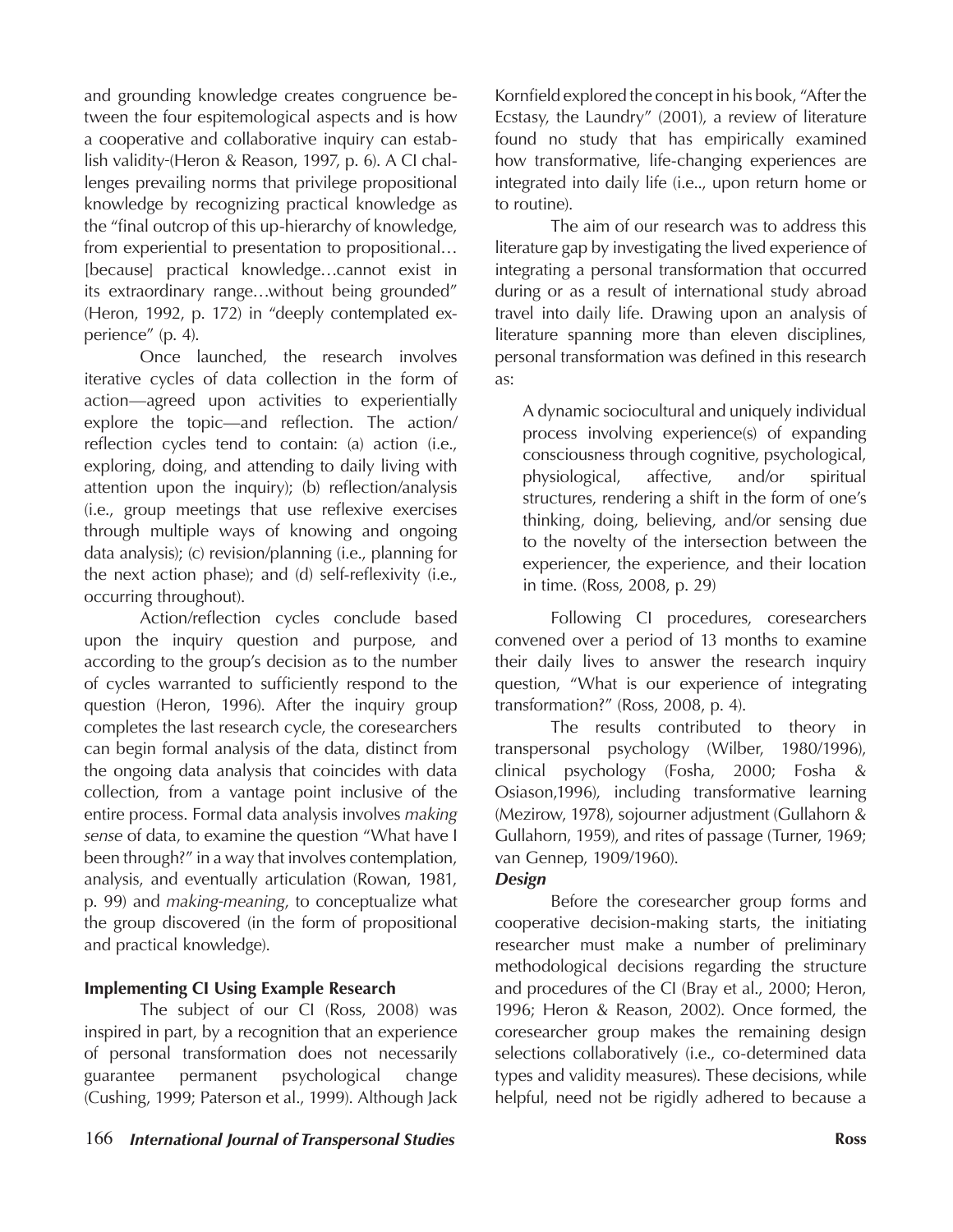and grounding knowledge creates congruence between the four espitemological aspects and is how a cooperative and collaborative inquiry can establish validity (Heron & Reason, 1997, p. 6). A CI challenges prevailing norms that privilege propositional knowledge by recognizing practical knowledge as the "final outcrop of this up-hierarchy of knowledge, from experiential to presentation to propositional… [because] practical knowledge…cannot exist in its extraordinary range…without being grounded" (Heron, 1992, p. 172) in "deeply contemplated experience" (p. 4).

Once launched, the research involves iterative cycles of data collection in the form of action—agreed upon activities to experientially explore the topic—and reflection. The action/reflection cycles tend to contain: (a) action (i.e., exploring, doing, and attending to daily living with attention upon the inquiry); (b) reflection/analysis (i.e., group meetings that use reflexive exercises through multiple ways of knowing and ongoing data analysis); (c) revision/planning (i.e., planning for the next action phase); and (d) self-reflexivity (i.e., occurring throughout).

Action/reflection cycles conclude based upon the inquiry question and purpose, and according to the group's decision as to the number of cycles warranted to sufficiently respond to the question (Heron, 1996). After the inquiry group completes the last research cycle, the coresearchers can begin formal analysis of the data, distinct from the ongoing data analysis that coincides with data collection, from a vantage point inclusive of the entire process. Formal data analysis involves *making sense* of data, to examine the question "What have I been through?" in a way that involves contemplation, analysis, and eventually articulation (Rowan, 1981, p. 99) and *making-meaning*, to conceptualize what the group discovered (in the form of propositional and practical knowledge).

**Implementing CI Using Example Research**

The subject of our CI (Ross, 2008) was inspired in part, by a recognition that an experience of personal transformation does not necessarily guarantee permanent psychological change (Cushing, 1999; Paterson et al., 1999). Although Jack Kornfield explored the concept in his book, "After the Ecstasy, the Laundry" (2001), a review of literature found no study that has empirically examined how transformative, life-changing experiences are integrated into daily life (i.e.., upon return home or to routine).

The aim of our research was to address this literature gap by investigating the lived experience of integrating a personal transformation that occurred during or as a result of international study abroad travel into daily life. Drawing upon an analysis of literature spanning more than eleven disciplines, personal transformation was defined in this research as:

> A dynamic sociocultural and uniquely individual process involving experience(s) of expanding consciousness through cognitive, psychological, physiological, affective, and/or spiritual structures, rendering a shift in the form of one's thinking, doing, believing, and/or sensing due to the novelty of the intersection between the experiencer, the experience, and their location in time. (Ross, 2008, p. 29)

Following CI procedures, coresearchers convened over a period of 13 months to examine their daily lives to answer the research inquiry question, "What is our experience of integrating transformation?" (Ross, 2008, p. 4).

The results contributed to theory in transpersonal psychology (Wilber, 1980/1996), clinical psychology (Fosha, 2000; Fosha & Osiason,1996), including transformative learning (Mezirow, 1978), sojourner adjustment (Gullahorn & Gullahorn, 1959), and rites of passage (Turner, 1969; van Gennep, 1909/1960).

***Design***

Before the coresearcher group forms and cooperative decision-making starts, the initiating researcher must make a number of preliminary methodological decisions regarding the structure and procedures of the CI (Bray et al., 2000; Heron, 1996; Heron & Reason, 2002). Once formed, the coresearcher group makes the remaining design selections collaboratively (i.e., co-determined data types and validity measures). These decisions, while helpful, need not be rigidly adhered to because a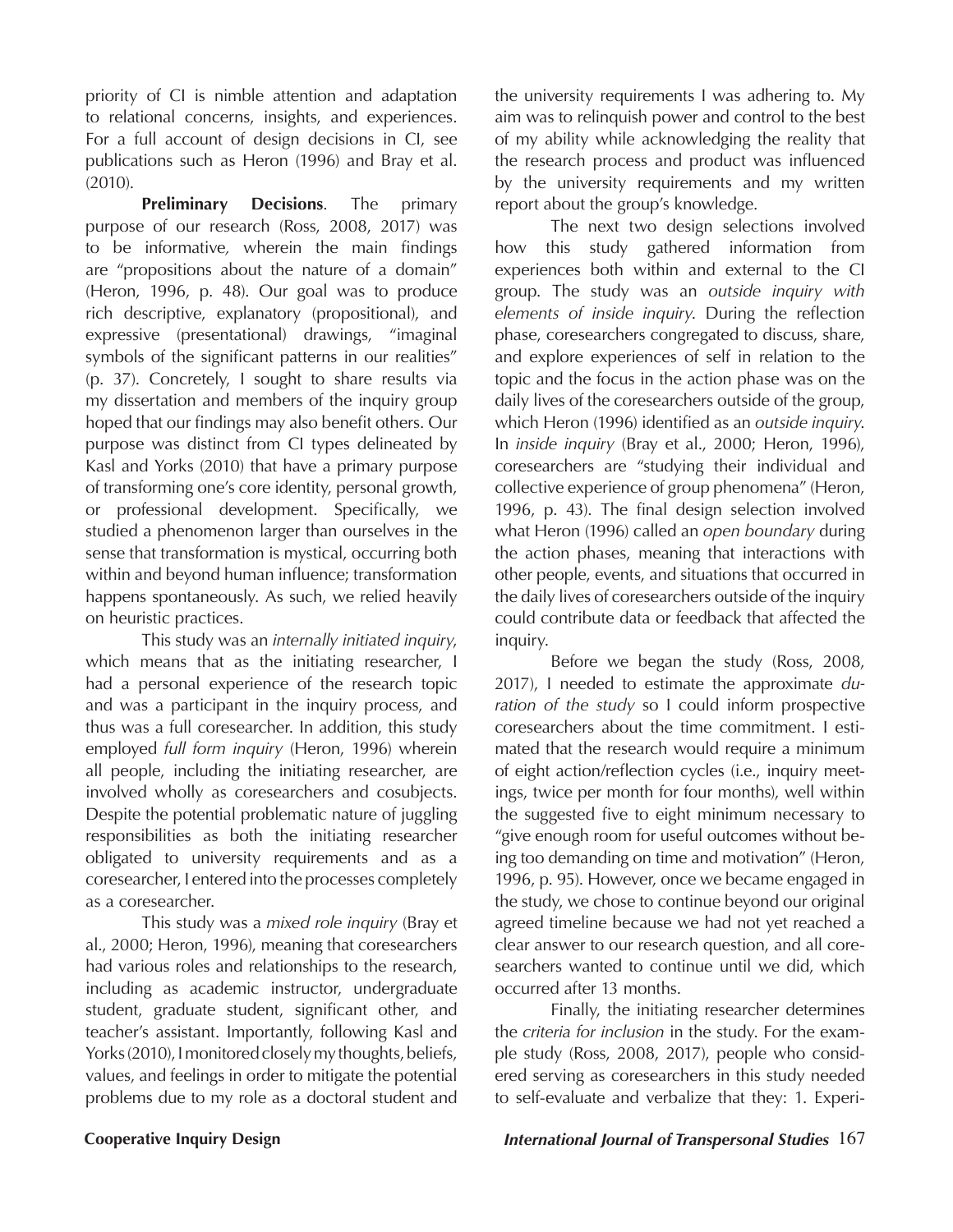priority of CI is nimble attention and adaptation to relational concerns, insights, and experiences. For a full account of design decisions in CI, see publications such as Heron (1996) and Bray et al. (2010).

**Preliminary Decisions**. The primary purpose of our research (Ross, 2008, 2017) was to be informative, wherein the main findings are "propositions about the nature of a domain" (Heron, 1996, p. 48). Our goal was to produce rich descriptive, explanatory (propositional), and expressive (presentational) drawings, "imaginal symbols of the significant patterns in our realities" (p. 37). Concretely, I sought to share results via my dissertation and members of the inquiry group hoped that our findings may also benefit others. Our purpose was distinct from CI types delineated by Kasl and Yorks (2010) that have a primary purpose of transforming one's core identity, personal growth, or professional development. Specifically, we studied a phenomenon larger than ourselves in the sense that transformation is mystical, occurring both within and beyond human influence; transformation happens spontaneously. As such, we relied heavily on heuristic practices.

This study was an *internally initiated inquiry*, which means that as the initiating researcher, I had a personal experience of the research topic and was a participant in the inquiry process, and thus was a full coresearcher. In addition, this study employed *full form inquiry* (Heron, 1996) wherein all people, including the initiating researcher, are involved wholly as coresearchers and cosubjects. Despite the potential problematic nature of juggling responsibilities as both the initiating researcher obligated to university requirements and as a coresearcher, I entered into the processes completely as a coresearcher.

This study was a *mixed role inquiry* (Bray et al., 2000; Heron, 1996), meaning that coresearchers had various roles and relationships to the research, including as academic instructor, undergraduate student, graduate student, significant other, and teacher's assistant. Importantly, following Kasl and Yorks (2010), I monitored closely my thoughts, beliefs, values, and feelings in order to mitigate the potential problems due to my role as a doctoral student and the university requirements I was adhering to. My aim was to relinquish power and control to the best of my ability while acknowledging the reality that the research process and product was influenced by the university requirements and my written report about the group's knowledge.

The next two design selections involved how this study gathered information from experiences both within and external to the CI group. The study was an *outside inquiry with elements of inside inquiry*. During the reflection phase, coresearchers congregated to discuss, share, and explore experiences of self in relation to the topic and the focus in the action phase was on the daily lives of the coresearchers outside of the group, which Heron (1996) identified as an *outside inquiry*. In *inside inquiry* (Bray et al., 2000; Heron, 1996), coresearchers are "studying their individual and collective experience of group phenomena" (Heron, 1996, p. 43). The final design selection involved what Heron (1996) called an *open boundary* during the action phases, meaning that interactions with other people, events, and situations that occurred in the daily lives of coresearchers outside of the inquiry could contribute data or feedback that affected the inquiry.

Before we began the study (Ross, 2008, 2017), I needed to estimate the approximate *duration of the study* so I could inform prospective coresearchers about the time commitment. I estimated that the research would require a minimum of eight action/reflection cycles (i.e., inquiry meetings, twice per month for four months), well within the suggested five to eight minimum necessary to "give enough room for useful outcomes without being too demanding on time and motivation" (Heron, 1996, p. 95). However, once we became engaged in the study, we chose to continue beyond our original agreed timeline because we had not yet reached a clear answer to our research question, and all coresearchers wanted to continue until we did, which occurred after 13 months.

Finally, the initiating researcher determines the *criteria for inclusion* in the study. For the example study (Ross, 2008, 2017), people who considered serving as coresearchers in this study needed to self-evaluate and verbalize that they: 1. Experi-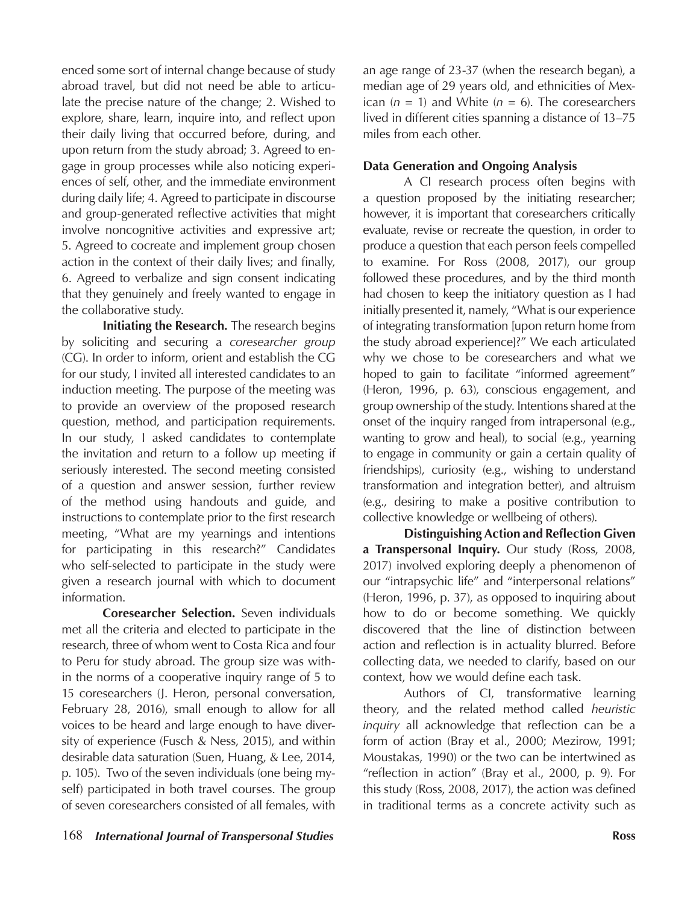enced some sort of internal change because of study abroad travel, but did not need be able to articulate the precise nature of the change; 2. Wished to explore, share, learn, inquire into, and reflect upon their daily living that occurred before, during, and upon return from the study abroad; 3. Agreed to engage in group processes while also noticing experiences of self, other, and the immediate environment during daily life; 4. Agreed to participate in discourse and group-generated reflective activities that might involve noncognitive activities and expressive art; 5. Agreed to cocreate and implement group chosen action in the context of their daily lives; and finally, 6. Agreed to verbalize and sign consent indicating that they genuinely and freely wanted to engage in the collaborative study.

**Initiating the Research.** The research begins by soliciting and securing a *coresearcher group* (CG). In order to inform, orient and establish the CG for our study, I invited all interested candidates to an induction meeting. The purpose of the meeting was to provide an overview of the proposed research question, method, and participation requirements. In our study, I asked candidates to contemplate the invitation and return to a follow up meeting if seriously interested. The second meeting consisted of a question and answer session, further review of the method using handouts and guide, and instructions to contemplate prior to the first research meeting, "What are my yearnings and intentions for participating in this research?" Candidates who self-selected to participate in the study were given a research journal with which to document information.

**Coresearcher Selection.** Seven individuals met all the criteria and elected to participate in the research, three of whom went to Costa Rica and four to Peru for study abroad. The group size was within the norms of a cooperative inquiry range of 5 to 15 coresearchers (J. Heron, personal conversation, February 28, 2016), small enough to allow for all voices to be heard and large enough to have diversity of experience (Fusch & Ness, 2015), and within desirable data saturation (Suen, Huang, & Lee, 2014, p. 105). Two of the seven individuals (one being myself) participated in both travel courses. The group of seven coresearchers consisted of all females, with an age range of 23-37 (when the research began), a median age of 29 years old, and ethnicities of Mexican ($n$ = 1) and White ($n$ = 6). The coresearchers lived in different cities spanning a distance of 13–75 miles from each other.

### Data Generation and Ongoing Analysis

A CI research process often begins with a question proposed by the initiating researcher; however, it is important that coresearchers critically evaluate, revise or recreate the question, in order to produce a question that each person feels compelled to examine. For Ross (2008, 2017), our group followed these procedures, and by the third month had chosen to keep the initiatory question as I had initially presented it, namely, "What is our experience of integrating transformation [upon return home from the study abroad experience]?" We each articulated why we chose to be coresearchers and what we hoped to gain to facilitate "informed agreement" (Heron, 1996, p. 63), conscious engagement, and group ownership of the study. Intentions shared at the onset of the inquiry ranged from intrapersonal (e.g., wanting to grow and heal), to social (e.g., yearning to engage in community or gain a certain quality of friendships), curiosity (e.g., wishing to understand transformation and integration better), and altruism (e.g., desiring to make a positive contribution to collective knowledge or wellbeing of others).

**Distinguishing Action and Reflection Given a Transpersonal Inquiry.** Our study (Ross, 2008, 2017) involved exploring deeply a phenomenon of our "intrapsychic life" and "interpersonal relations" (Heron, 1996, p. 37), as opposed to inquiring about how to do or become something. We quickly discovered that the line of distinction between action and reflection is in actuality blurred. Before collecting data, we needed to clarify, based on our context, how we would define each task.

Authors of CI, transformative learning theory, and the related method called *heuristic inquiry* all acknowledge that reflection can be a form of action (Bray et al., 2000; Mezirow, 1991; Moustakas, 1990) or the two can be intertwined as "reflection in action" (Bray et al., 2000, p. 9). For this study (Ross, 2008, 2017), the action was defined in traditional terms as a concrete activity such as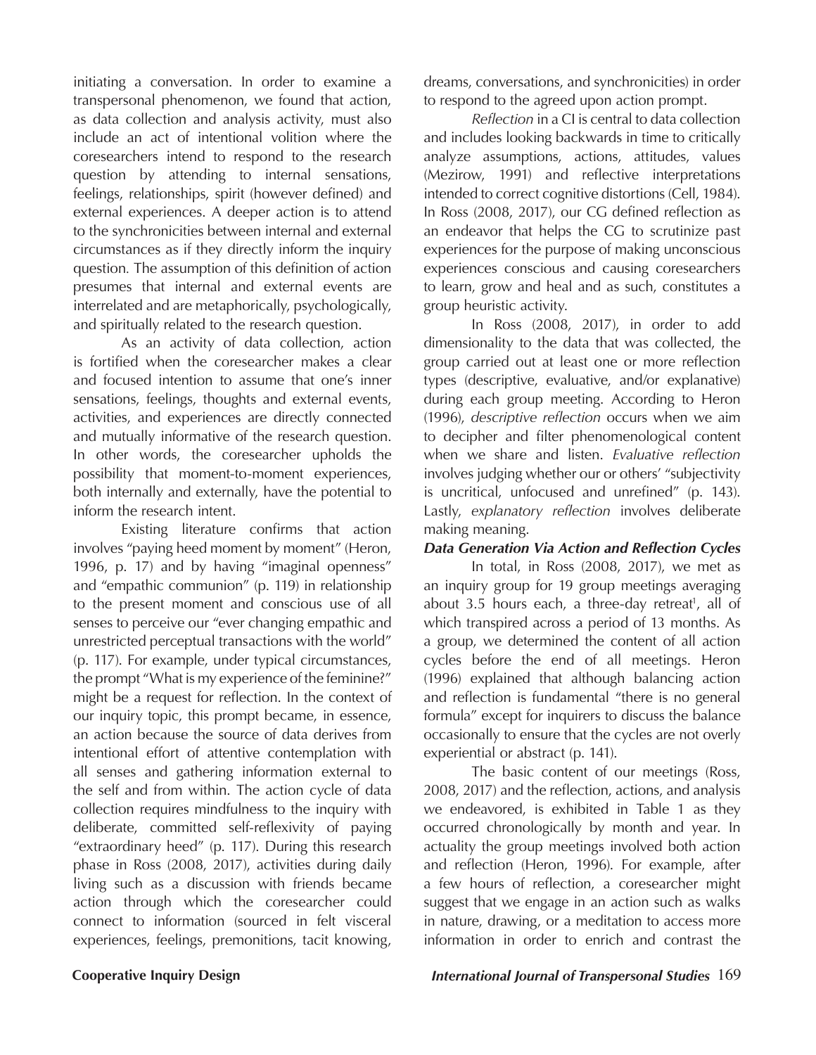initiating a conversation. In order to examine a transpersonal phenomenon, we found that action, as data collection and analysis activity, must also include an act of intentional volition where the coresearchers intend to respond to the research question by attending to internal sensations, feelings, relationships, spirit (however defined) and external experiences. A deeper action is to attend to the synchronicities between internal and external circumstances as if they directly inform the inquiry question. The assumption of this definition of action presumes that internal and external events are interrelated and are metaphorically, psychologically, and spiritually related to the research question.

As an activity of data collection, action is fortified when the coresearcher makes a clear and focused intention to assume that one's inner sensations, feelings, thoughts and external events, activities, and experiences are directly connected and mutually informative of the research question. In other words, the coresearcher upholds the possibility that moment-to-moment experiences, both internally and externally, have the potential to inform the research intent.

Existing literature confirms that action involves "paying heed moment by moment" (Heron, 1996, p. 17) and by having "imaginal openness" and "empathic communion" (p. 119) in relationship to the present moment and conscious use of all senses to perceive our "ever changing empathic and unrestricted perceptual transactions with the world" (p. 117). For example, under typical circumstances, the prompt "What is my experience of the feminine?" might be a request for reflection. In the context of our inquiry topic, this prompt became, in essence, an action because the source of data derives from intentional effort of attentive contemplation with all senses and gathering information external to the self and from within. The action cycle of data collection requires mindfulness to the inquiry with deliberate, committed self-reflexivity of paying "extraordinary heed" (p. 117). During this research phase in Ross (2008, 2017), activities during daily living such as a discussion with friends became action through which the coresearcher could connect to information (sourced in felt visceral experiences, feelings, premonitions, tacit knowing, dreams, conversations, and synchronicities) in order to respond to the agreed upon action prompt.

*Reflection* in a CI is central to data collection and includes looking backwards in time to critically analyze assumptions, actions, attitudes, values (Mezirow, 1991) and reflective interpretations intended to correct cognitive distortions (Cell, 1984). In Ross (2008, 2017), our CG defined reflection as an endeavor that helps the CG to scrutinize past experiences for the purpose of making unconscious experiences conscious and causing coresearchers to learn, grow and heal and as such, constitutes a group heuristic activity.

In Ross (2008, 2017), in order to add dimensionality to the data that was collected, the group carried out at least one or more reflection types (descriptive, evaluative, and/or explanative) during each group meeting. According to Heron (1996), *descriptive reflection* occurs when we aim to decipher and filter phenomenological content when we share and listen. *Evaluative reflection* involves judging whether our or others' "subjectivity is uncritical, unfocused and unrefined" (p. 143). Lastly, *explanatory reflection* involves deliberate making meaning.

***Data Generation Via Action and Reflection Cycles***

In total, in Ross (2008, 2017), we met as an inquiry group for 19 group meetings averaging about 3.5 hours each, a three-day retreat[1], all of which transpired across a period of 13 months. As a group, we determined the content of all action cycles before the end of all meetings. Heron (1996) explained that although balancing action and reflection is fundamental "there is no general formula" except for inquirers to discuss the balance occasionally to ensure that the cycles are not overly experiential or abstract (p. 141).

The basic content of our meetings (Ross, 2008, 2017) and the reflection, actions, and analysis we endeavored, is exhibited in Table 1 as they occurred chronologically by month and year. In actuality the group meetings involved both action and reflection (Heron, 1996). For example, after a few hours of reflection, a coresearcher might suggest that we engage in an action such as walks in nature, drawing, or a meditation to access more information in order to enrich and contrast the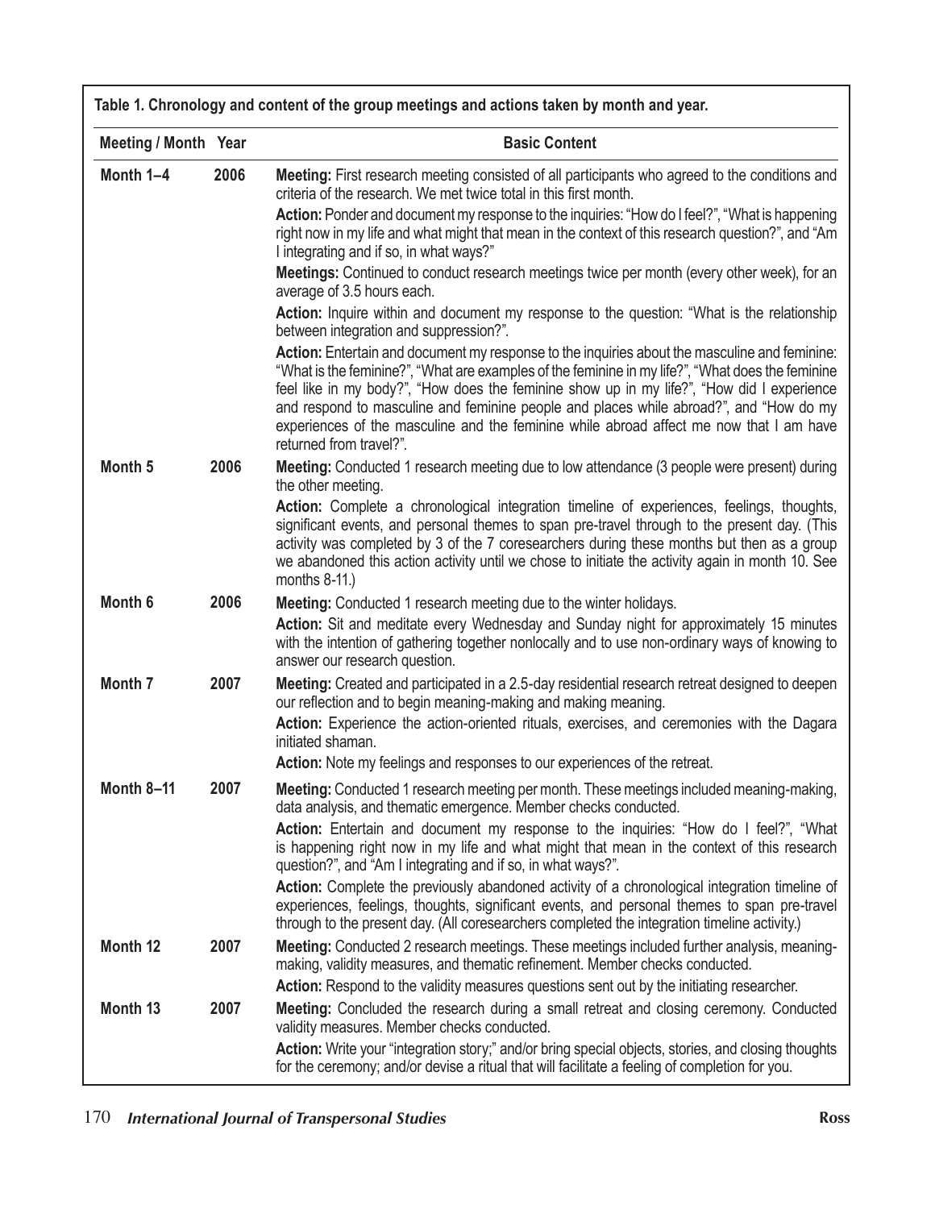**Table 1. Chronology and content of the group meetings and actions taken by month and year.**

| Meeting / Month | Year | Basic Content |
|---|---|---|
| **Month 1–4** | 2006 | **Meeting:** First research meeting consisted of all participants who agreed to the conditions and criteria of the research. We met twice total in this first month.<br>**Action:** Ponder and document my response to the inquiries: "How do I feel?", "What is happening right now in my life and what might that mean in the context of this research question?", and "Am I integrating and if so, in what ways?"<br>**Meetings:** Continued to conduct research meetings twice per month (every other week), for an average of 3.5 hours each.<br>**Action:** Inquire within and document my response to the question: "What is the relationship between integration and suppression?".<br>**Action:** Entertain and document my response to the inquiries about the masculine and feminine: "What is the feminine?", "What are examples of the feminine in my life?", "What does the feminine feel like in my body?", "How does the feminine show up in my life?", "How did I experience and respond to masculine and feminine people and places while abroad?", and "How do my experiences of the masculine and the feminine while abroad affect me now that I am have returned from travel?". |
| **Month 5** | 2006 | **Meeting:** Conducted 1 research meeting due to low attendance (3 people were present) during the other meeting.<br>**Action:** Complete a chronological integration timeline of experiences, feelings, thoughts, significant events, and personal themes to span pre-travel through to the present day. (This activity was completed by 3 of the 7 coresearchers during these months but then as a group we abandoned this action activity until we chose to initiate the activity again in month 10. See months 8-11.) |
| **Month 6** | 2006 | **Meeting:** Conducted 1 research meeting due to the winter holidays.<br>**Action:** Sit and meditate every Wednesday and Sunday night for approximately 15 minutes with the intention of gathering together nonlocally and to use non-ordinary ways of knowing to answer our research question. |
| **Month 7** | 2007 | **Meeting:** Created and participated in a 2.5-day residential research retreat designed to deepen our reflection and to begin meaning-making and making meaning.<br>**Action:** Experience the action-oriented rituals, exercises, and ceremonies with the Dagara initiated shaman.<br>**Action:** Note my feelings and responses to our experiences of the retreat. |
| **Month 8–11** | 2007 | **Meeting:** Conducted 1 research meeting per month. These meetings included meaning-making, data analysis, and thematic emergence. Member checks conducted.<br>**Action:** Entertain and document my response to the inquiries: "How do I feel?", "What is happening right now in my life and what might that mean in the context of this research question?", and "Am I integrating and if so, in what ways?".<br>**Action:** Complete the previously abandoned activity of a chronological integration timeline of experiences, feelings, thoughts, significant events, and personal themes to span pre-travel through to the present day. (All coresearchers completed the integration timeline activity.) |
| **Month 12** | 2007 | **Meeting:** Conducted 2 research meetings. These meetings included further analysis, meaning-making, validity measures, and thematic refinement. Member checks conducted.<br>**Action:** Respond to the validity measures questions sent out by the initiating researcher. |
| **Month 13** | 2007 | **Meeting:** Concluded the research during a small retreat and closing ceremony. Conducted validity measures. Member checks conducted.<br>**Action:** Write your "integration story;" and/or bring special objects, stories, and closing thoughts for the ceremony; and/or devise a ritual that will facilitate a feeling of completion for you. |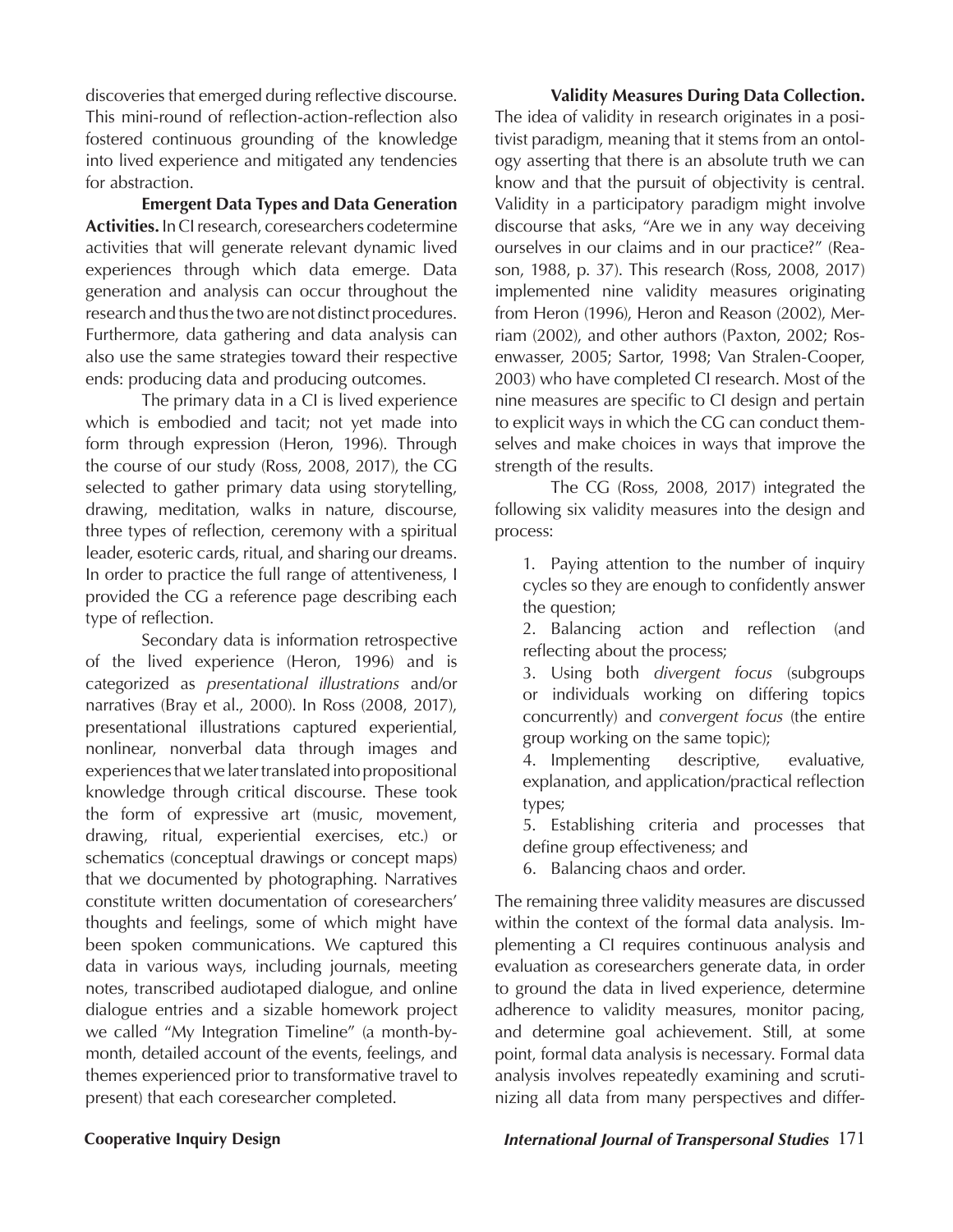discoveries that emerged during reflective discourse. This mini-round of reflection-action-reflection also fostered continuous grounding of the knowledge into lived experience and mitigated any tendencies for abstraction.

**Emergent Data Types and Data Generation Activities.** In CI research, coresearchers codetermine activities that will generate relevant dynamic lived experiences through which data emerge. Data generation and analysis can occur throughout the research and thus the two are not distinct procedures. Furthermore, data gathering and data analysis can also use the same strategies toward their respective ends: producing data and producing outcomes.

The primary data in a CI is lived experience which is embodied and tacit; not yet made into form through expression (Heron, 1996). Through the course of our study (Ross, 2008, 2017), the CG selected to gather primary data using storytelling, drawing, meditation, walks in nature, discourse, three types of reflection, ceremony with a spiritual leader, esoteric cards, ritual, and sharing our dreams. In order to practice the full range of attentiveness, I provided the CG a reference page describing each type of reflection.

Secondary data is information retrospective of the lived experience (Heron, 1996) and is categorized as *presentational illustrations* and/or narratives (Bray et al., 2000). In Ross (2008, 2017), presentational illustrations captured experiential, nonlinear, nonverbal data through images and experiences that we later translated into propositional knowledge through critical discourse. These took the form of expressive art (music, movement, drawing, ritual, experiential exercises, etc.) or schematics (conceptual drawings or concept maps) that we documented by photographing. Narratives constitute written documentation of coresearchers' thoughts and feelings, some of which might have been spoken communications. We captured this data in various ways, including journals, meeting notes, transcribed audiotaped dialogue, and online dialogue entries and a sizable homework project we called "My Integration Timeline" (a month-by-month, detailed account of the events, feelings, and themes experienced prior to transformative travel to present) that each coresearcher completed.

**Validity Measures During Data Collection.** The idea of validity in research originates in a positivist paradigm, meaning that it stems from an ontology asserting that there is an absolute truth we can know and that the pursuit of objectivity is central. Validity in a participatory paradigm might involve discourse that asks, "Are we in any way deceiving ourselves in our claims and in our practice?" (Reason, 1988, p. 37). This research (Ross, 2008, 2017) implemented nine validity measures originating from Heron (1996), Heron and Reason (2002), Merriam (2002), and other authors (Paxton, 2002; Rosenwasser, 2005; Sartor, 1998; Van Stralen-Cooper, 2003) who have completed CI research. Most of the nine measures are specific to CI design and pertain to explicit ways in which the CG can conduct themselves and make choices in ways that improve the strength of the results.

The CG (Ross, 2008, 2017) integrated the following six validity measures into the design and process:

1. Paying attention to the number of inquiry cycles so they are enough to confidently answer the question;
2. Balancing action and reflection (and reflecting about the process;
3. Using both *divergent focus* (subgroups or individuals working on differing topics concurrently) and *convergent focus* (the entire group working on the same topic);
4. Implementing descriptive, evaluative, explanation, and application/practical reflection types;
5. Establishing criteria and processes that define group effectiveness; and
6. Balancing chaos and order.

The remaining three validity measures are discussed within the context of the formal data analysis. Implementing a CI requires continuous analysis and evaluation as coresearchers generate data, in order to ground the data in lived experience, determine adherence to validity measures, monitor pacing, and determine goal achievement. Still, at some point, formal data analysis is necessary. Formal data analysis involves repeatedly examining and scrutinizing all data from many perspectives and differ-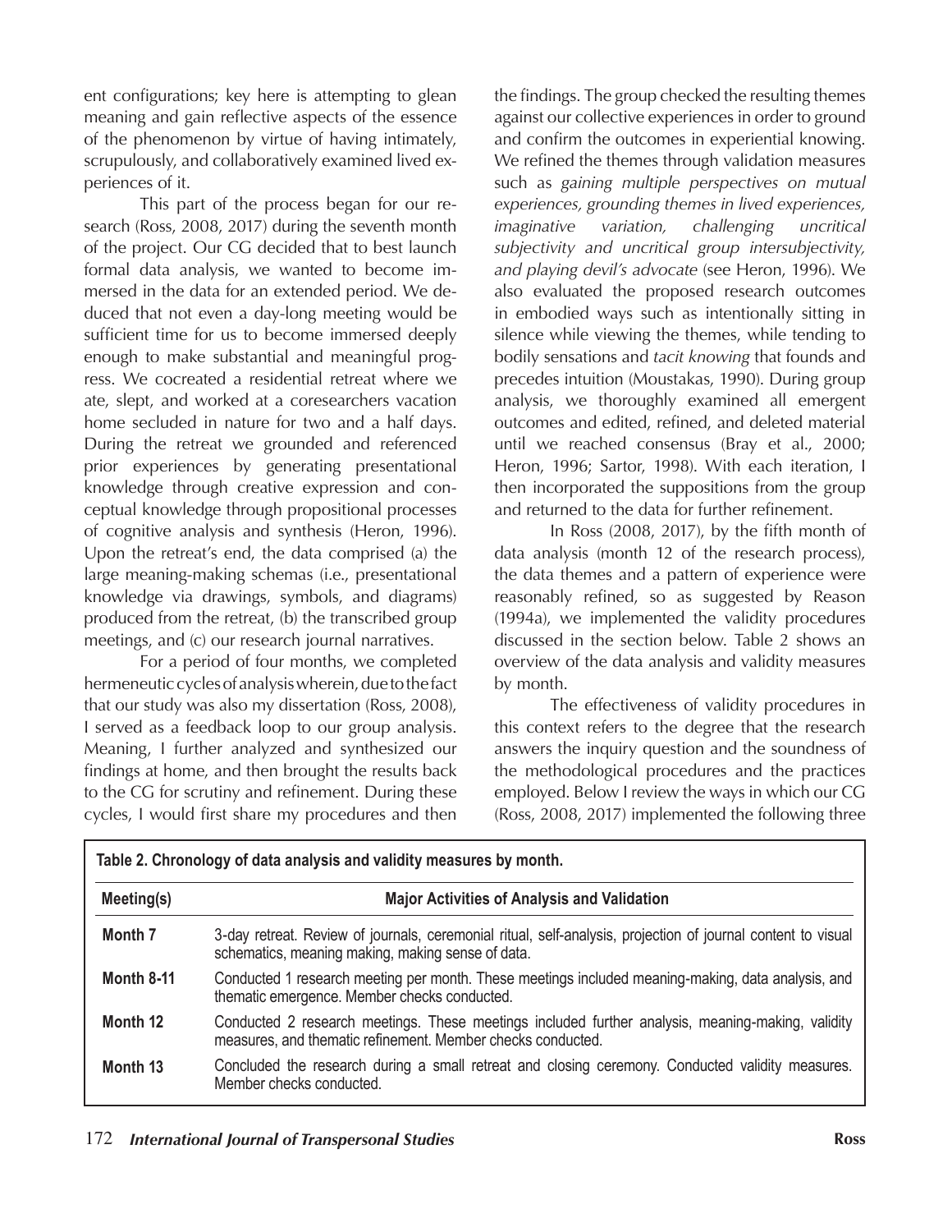ent configurations; key here is attempting to glean meaning and gain reflective aspects of the essence of the phenomenon by virtue of having intimately, scrupulously, and collaboratively examined lived experiences of it.

This part of the process began for our research (Ross, 2008, 2017) during the seventh month of the project. Our CG decided that to best launch formal data analysis, we wanted to become immersed in the data for an extended period. We deduced that not even a day-long meeting would be sufficient time for us to become immersed deeply enough to make substantial and meaningful progress. We cocreated a residential retreat where we ate, slept, and worked at a coresearchers vacation home secluded in nature for two and a half days. During the retreat we grounded and referenced prior experiences by generating presentational knowledge through creative expression and conceptual knowledge through propositional processes of cognitive analysis and synthesis (Heron, 1996). Upon the retreat's end, the data comprised (a) the large meaning-making schemas (i.e., presentational knowledge via drawings, symbols, and diagrams) produced from the retreat, (b) the transcribed group meetings, and (c) our research journal narratives.

For a period of four months, we completed hermeneutic cycles of analysis wherein, due to the fact that our study was also my dissertation (Ross, 2008), I served as a feedback loop to our group analysis. Meaning, I further analyzed and synthesized our findings at home, and then brought the results back to the CG for scrutiny and refinement. During these cycles, I would first share my procedures and then the findings. The group checked the resulting themes against our collective experiences in order to ground and confirm the outcomes in experiential knowing. We refined the themes through validation measures such as *gaining multiple perspectives on mutual experiences, grounding themes in lived experiences, imaginative variation, challenging uncritical subjectivity and uncritical group intersubjectivity, and playing devil's advocate* (see Heron, 1996). We also evaluated the proposed research outcomes in embodied ways such as intentionally sitting in silence while viewing the themes, while tending to bodily sensations and *tacit knowing* that founds and precedes intuition (Moustakas, 1990). During group analysis, we thoroughly examined all emergent outcomes and edited, refined, and deleted material until we reached consensus (Bray et al., 2000; Heron, 1996; Sartor, 1998). With each iteration, I then incorporated the suppositions from the group and returned to the data for further refinement.

In Ross (2008, 2017), by the fifth month of data analysis (month 12 of the research process), the data themes and a pattern of experience were reasonably refined, so as suggested by Reason (1994a), we implemented the validity procedures discussed in the section below. Table 2 shows an overview of the data analysis and validity measures by month.

The effectiveness of validity procedures in this context refers to the degree that the research answers the inquiry question and the soundness of the methodological procedures and the practices employed. Below I review the ways in which our CG (Ross, 2008, 2017) implemented the following three

**Table 2. Chronology of data analysis and validity measures by month.**

| Meeting(s) | Major Activities of Analysis and Validation |
|---|---|
| **Month 7** | 3-day retreat. Review of journals, ceremonial ritual, self-analysis, projection of journal content to visual schematics, meaning making, making sense of data. |
| **Month 8-11** | Conducted 1 research meeting per month. These meetings included meaning-making, data analysis, and thematic emergence. Member checks conducted. |
| **Month 12** | Conducted 2 research meetings. These meetings included further analysis, meaning-making, validity measures, and thematic refinement. Member checks conducted. |
| **Month 13** | Concluded the research during a small retreat and closing ceremony. Conducted validity measures. Member checks conducted. |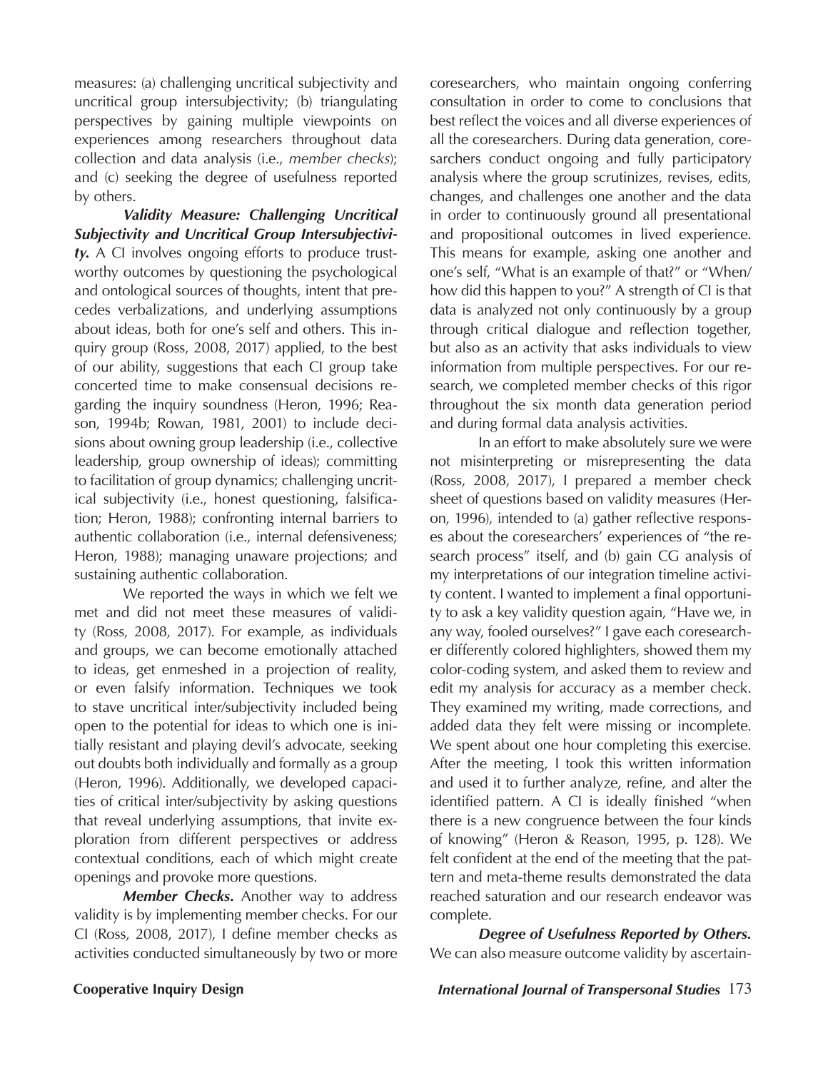measures: (a) challenging uncritical subjectivity and uncritical group intersubjectivity; (b) triangulating perspectives by gaining multiple viewpoints on experiences among researchers throughout data collection and data analysis (i.e., *member checks*); and (c) seeking the degree of usefulness reported by others.

***Validity Measure: Challenging Uncritical Subjectivity and Uncritical Group Intersubjectivity.*** A CI involves ongoing efforts to produce trustworthy outcomes by questioning the psychological and ontological sources of thoughts, intent that precedes verbalizations, and underlying assumptions about ideas, both for one's self and others. This inquiry group (Ross, 2008, 2017) applied, to the best of our ability, suggestions that each CI group take concerted time to make consensual decisions regarding the inquiry soundness (Heron, 1996; Reason, 1994b; Rowan, 1981, 2001) to include decisions about owning group leadership (i.e., collective leadership, group ownership of ideas); committing to facilitation of group dynamics; challenging uncritical subjectivity (i.e., honest questioning, falsification; Heron, 1988); confronting internal barriers to authentic collaboration (i.e., internal defensiveness; Heron, 1988); managing unaware projections; and sustaining authentic collaboration.

We reported the ways in which we felt we met and did not meet these measures of validity (Ross, 2008, 2017). For example, as individuals and groups, we can become emotionally attached to ideas, get enmeshed in a projection of reality, or even falsify information. Techniques we took to stave uncritical inter/subjectivity included being open to the potential for ideas to which one is initially resistant and playing devil's advocate, seeking out doubts both individually and formally as a group (Heron, 1996). Additionally, we developed capacities of critical inter/subjectivity by asking questions that reveal underlying assumptions, that invite exploration from different perspectives or address contextual conditions, each of which might create openings and provoke more questions.

***Member Checks.*** Another way to address validity is by implementing member checks. For our CI (Ross, 2008, 2017), I define member checks as activities conducted simultaneously by two or more coresearchers, who maintain ongoing conferring consultation in order to come to conclusions that best reflect the voices and all diverse experiences of all the coresearchers. During data generation, coresarchers conduct ongoing and fully participatory analysis where the group scrutinizes, revises, edits, changes, and challenges one another and the data in order to continuously ground all presentational and propositional outcomes in lived experience. This means for example, asking one another and one's self, "What is an example of that?" or "When/how did this happen to you?" A strength of CI is that data is analyzed not only continuously by a group through critical dialogue and reflection together, but also as an activity that asks individuals to view information from multiple perspectives. For our research, we completed member checks of this rigor throughout the six month data generation period and during formal data analysis activities.

In an effort to make absolutely sure we were not misinterpreting or misrepresenting the data (Ross, 2008, 2017), I prepared a member check sheet of questions based on validity measures (Heron, 1996), intended to (a) gather reflective responses about the coresearchers' experiences of "the research process" itself, and (b) gain CG analysis of my interpretations of our integration timeline activity content. I wanted to implement a final opportunity to ask a key validity question again, "Have we, in any way, fooled ourselves?" I gave each coresearcher differently colored highlighters, showed them my color-coding system, and asked them to review and edit my analysis for accuracy as a member check. They examined my writing, made corrections, and added data they felt were missing or incomplete. We spent about one hour completing this exercise. After the meeting, I took this written information and used it to further analyze, refine, and alter the identified pattern. A CI is ideally finished "when there is a new congruence between the four kinds of knowing" (Heron & Reason, 1995, p. 128). We felt confident at the end of the meeting that the pattern and meta-theme results demonstrated the data reached saturation and our research endeavor was complete.

***Degree of Usefulness Reported by Others.*** We can also measure outcome validity by ascertain-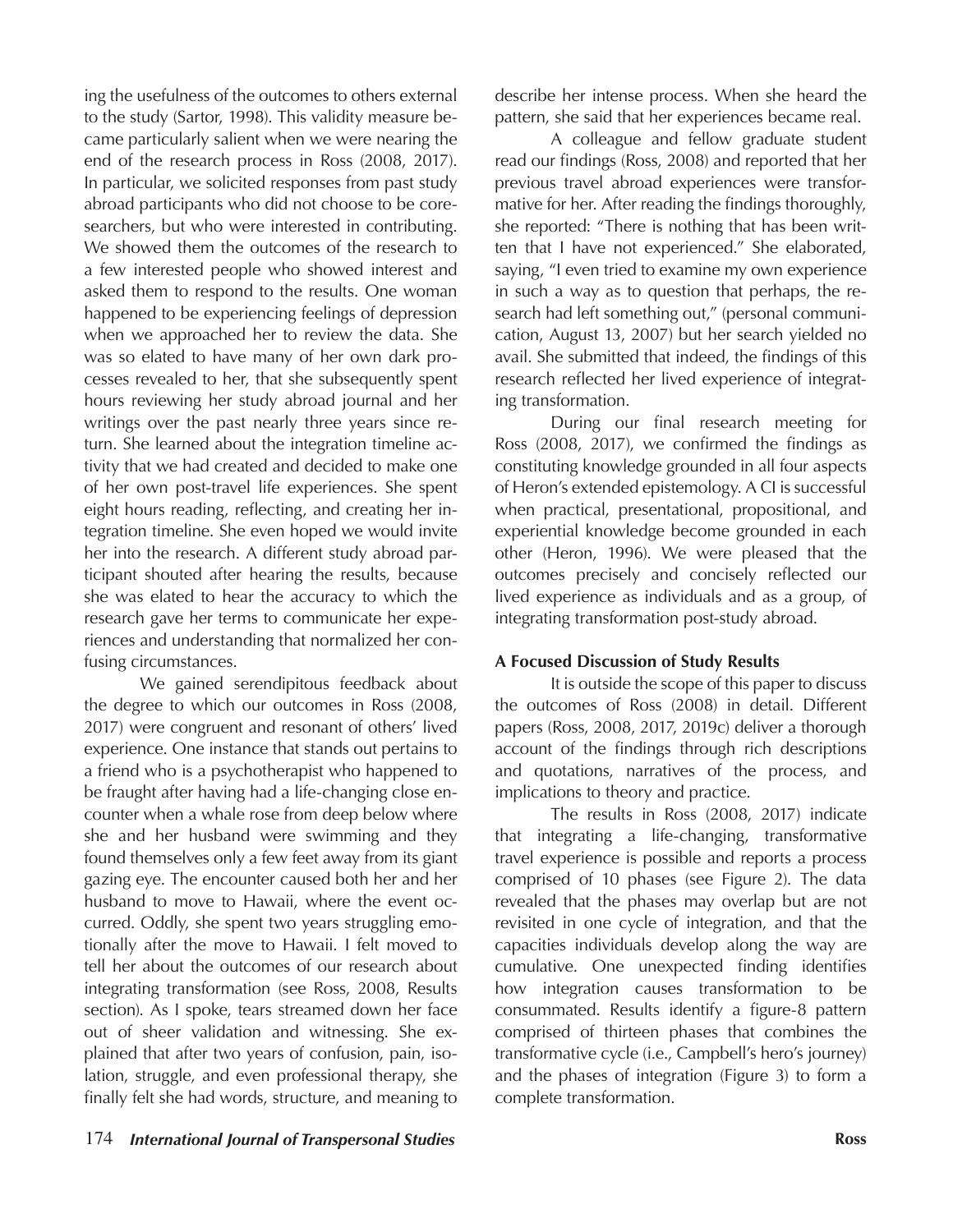ing the usefulness of the outcomes to others external to the study (Sartor, 1998). This validity measure became particularly salient when we were nearing the end of the research process in Ross (2008, 2017). In particular, we solicited responses from past study abroad participants who did not choose to be coresearchers, but who were interested in contributing. We showed them the outcomes of the research to a few interested people who showed interest and asked them to respond to the results. One woman happened to be experiencing feelings of depression when we approached her to review the data. She was so elated to have many of her own dark processes revealed to her, that she subsequently spent hours reviewing her study abroad journal and her writings over the past nearly three years since return. She learned about the integration timeline activity that we had created and decided to make one of her own post-travel life experiences. She spent eight hours reading, reflecting, and creating her integration timeline. She even hoped we would invite her into the research. A different study abroad participant shouted after hearing the results, because she was elated to hear the accuracy to which the research gave her terms to communicate her experiences and understanding that normalized her confusing circumstances.

We gained serendipitous feedback about the degree to which our outcomes in Ross (2008, 2017) were congruent and resonant of others' lived experience. One instance that stands out pertains to a friend who is a psychotherapist who happened to be fraught after having had a life-changing close encounter when a whale rose from deep below where she and her husband were swimming and they found themselves only a few feet away from its giant gazing eye. The encounter caused both her and her husband to move to Hawaii, where the event occurred. Oddly, she spent two years struggling emotionally after the move to Hawaii. I felt moved to tell her about the outcomes of our research about integrating transformation (see Ross, 2008, Results section). As I spoke, tears streamed down her face out of sheer validation and witnessing. She explained that after two years of confusion, pain, isolation, struggle, and even professional therapy, she finally felt she had words, structure, and meaning to describe her intense process. When she heard the pattern, she said that her experiences became real.

A colleague and fellow graduate student read our findings (Ross, 2008) and reported that her previous travel abroad experiences were transformative for her. After reading the findings thoroughly, she reported: "There is nothing that has been written that I have not experienced." She elaborated, saying, "I even tried to examine my own experience in such a way as to question that perhaps, the research had left something out," (personal communication, August 13, 2007) but her search yielded no avail. She submitted that indeed, the findings of this research reflected her lived experience of integrating transformation.

During our final research meeting for Ross (2008, 2017), we confirmed the findings as constituting knowledge grounded in all four aspects of Heron's extended epistemology. A CI is successful when practical, presentational, propositional, and experiential knowledge become grounded in each other (Heron, 1996). We were pleased that the outcomes precisely and concisely reflected our lived experience as individuals and as a group, of integrating transformation post-study abroad.

**A Focused Discussion of Study Results**

It is outside the scope of this paper to discuss the outcomes of Ross (2008) in detail. Different papers (Ross, 2008, 2017, 2019c) deliver a thorough account of the findings through rich descriptions and quotations, narratives of the process, and implications to theory and practice.

The results in Ross (2008, 2017) indicate that integrating a life-changing, transformative travel experience is possible and reports a process comprised of 10 phases (see Figure 2). The data revealed that the phases may overlap but are not revisited in one cycle of integration, and that the capacities individuals develop along the way are cumulative. One unexpected finding identifies how integration causes transformation to be consummated. Results identify a figure-8 pattern comprised of thirteen phases that combines the transformative cycle (i.e., Campbell's hero's journey) and the phases of integration (Figure 3) to form a complete transformation.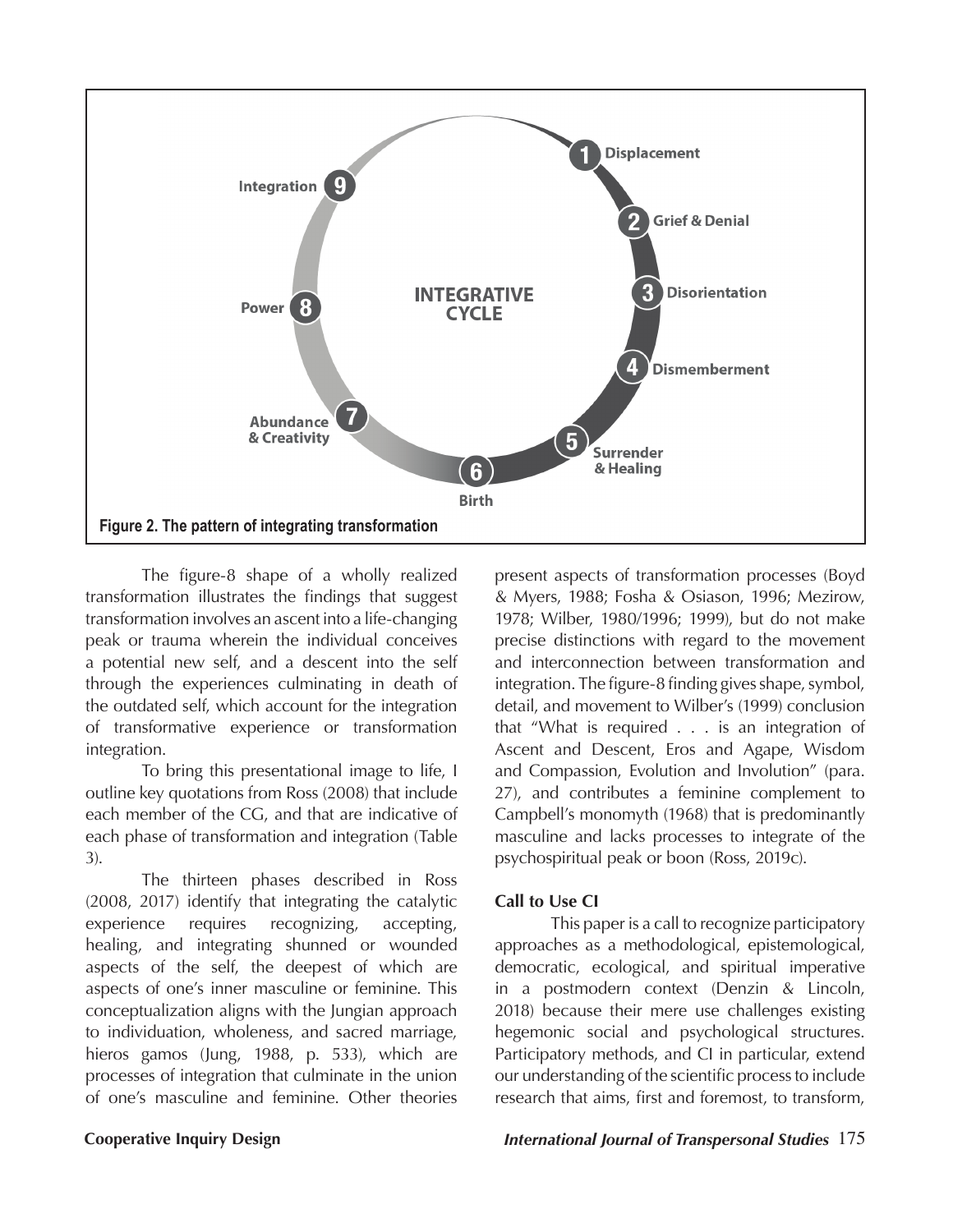Figure 2. The pattern of integrating transformation

The figure-8 shape of a wholly realized transformation illustrates the findings that suggest transformation involves an ascent into a life-changing peak or trauma wherein the individual conceives a potential new self, and a descent into the self through the experiences culminating in death of the outdated self, which account for the integration of transformative experience or transformation integration.

To bring this presentational image to life, I outline key quotations from Ross (2008) that include each member of the CG, and that are indicative of each phase of transformation and integration (Table 3).

The thirteen phases described in Ross (2008, 2017) identify that integrating the catalytic experience requires recognizing, accepting, healing, and integrating shunned or wounded aspects of the self, the deepest of which are aspects of one's inner masculine or feminine. This conceptualization aligns with the Jungian approach to individuation, wholeness, and sacred marriage, hieros gamos (Jung, 1988, p. 533), which are processes of integration that culminate in the union of one's masculine and feminine. Other theories present aspects of transformation processes (Boyd & Myers, 1988; Fosha & Osiason, 1996; Mezirow, 1978; Wilber, 1980/1996; 1999), but do not make precise distinctions with regard to the movement and interconnection between transformation and integration. The figure-8 finding gives shape, symbol, detail, and movement to Wilber's (1999) conclusion that "What is required . . . is an integration of Ascent and Descent, Eros and Agape, Wisdom and Compassion, Evolution and Involution" (para. 27), and contributes a feminine complement to Campbell's monomyth (1968) that is predominantly masculine and lacks processes to integrate of the psychospiritual peak or boon (Ross, 2019c).

#### Call to Use CI

This paper is a call to recognize participatory approaches as a methodological, epistemological, democratic, ecological, and spiritual imperative in a postmodern context (Denzin & Lincoln, 2018) because their mere use challenges existing hegemonic social and psychological structures. Participatory methods, and CI in particular, extend our understanding of the scientific process to include research that aims, first and foremost, to transform,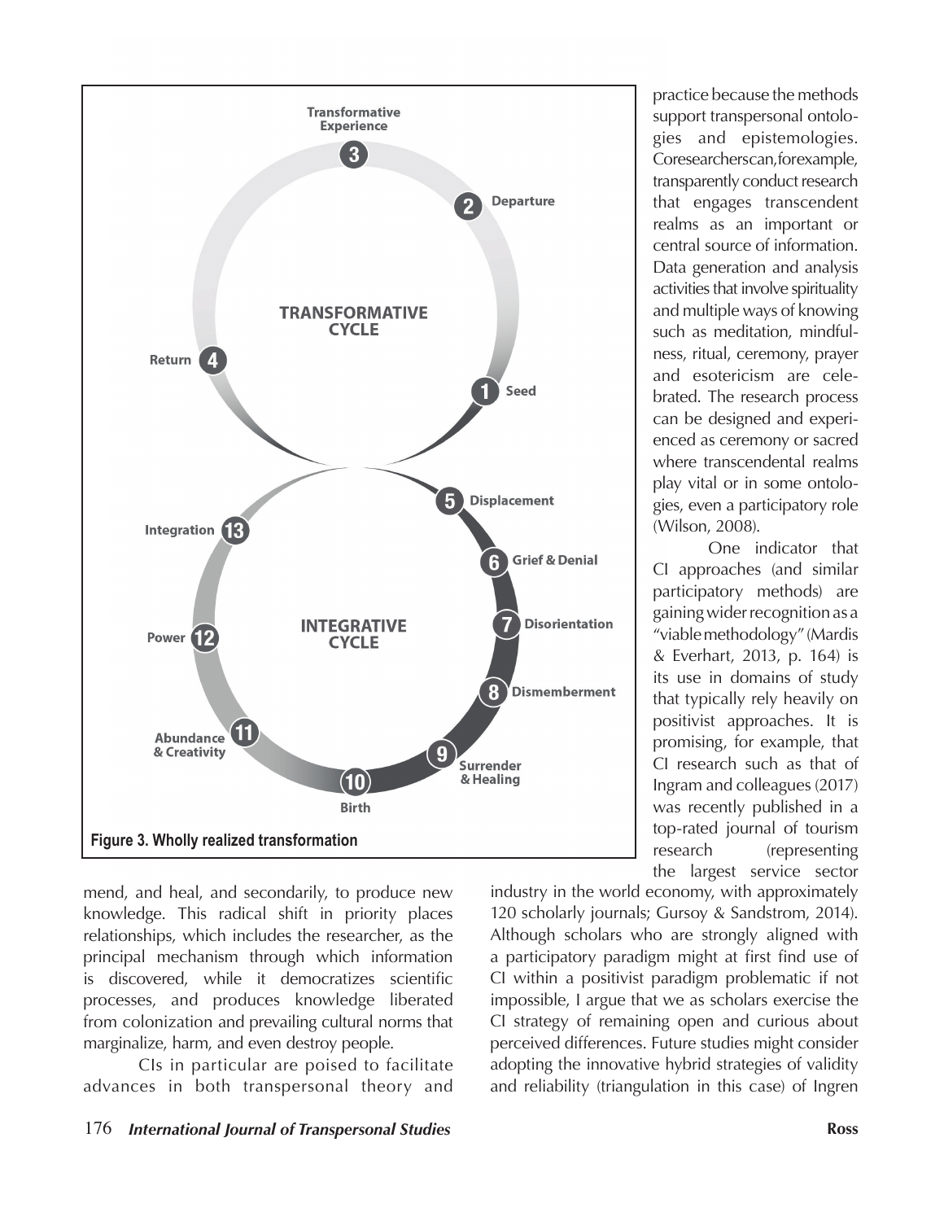Figure 3. Wholly realized transformation

practice because the methods support transpersonal ontologies and epistemologies. Coresearchers can, for example, transparently conduct research that engages transcendent realms as an important or central source of information. Data generation and analysis activities that involve spirituality and multiple ways of knowing such as meditation, mindfulness, ritual, ceremony, prayer and esotericism are celebrated. The research process can be designed and experienced as ceremony or sacred where transcendental realms play vital or in some ontologies, even a participatory role (Wilson, 2008).

One indicator that CI approaches (and similar participatory methods) are gaining wider recognition as a "viable methodology" (Mardis & Everhart, 2013, p. 164) is its use in domains of study that typically rely heavily on positivist approaches. It is promising, for example, that CI research such as that of Ingram and colleagues (2017) was recently published in a top-rated journal of tourism research (representing the largest service sector industry in the world economy, with approximately 120 scholarly journals; Gursoy & Sandstrom, 2014). Although scholars who are strongly aligned with a participatory paradigm might at first find use of CI within a positivist paradigm problematic if not impossible, I argue that we as scholars exercise the CI strategy of remaining open and curious about perceived differences. Future studies might consider adopting the innovative hybrid strategies of validity and reliability (triangulation in this case) of Ingren

mend, and heal, and secondarily, to produce new knowledge. This radical shift in priority places relationships, which includes the researcher, as the principal mechanism through which information is discovered, while it democratizes scientific processes, and produces knowledge liberated from colonization and prevailing cultural norms that marginalize, harm, and even destroy people.

CIs in particular are poised to facilitate advances in both transpersonal theory and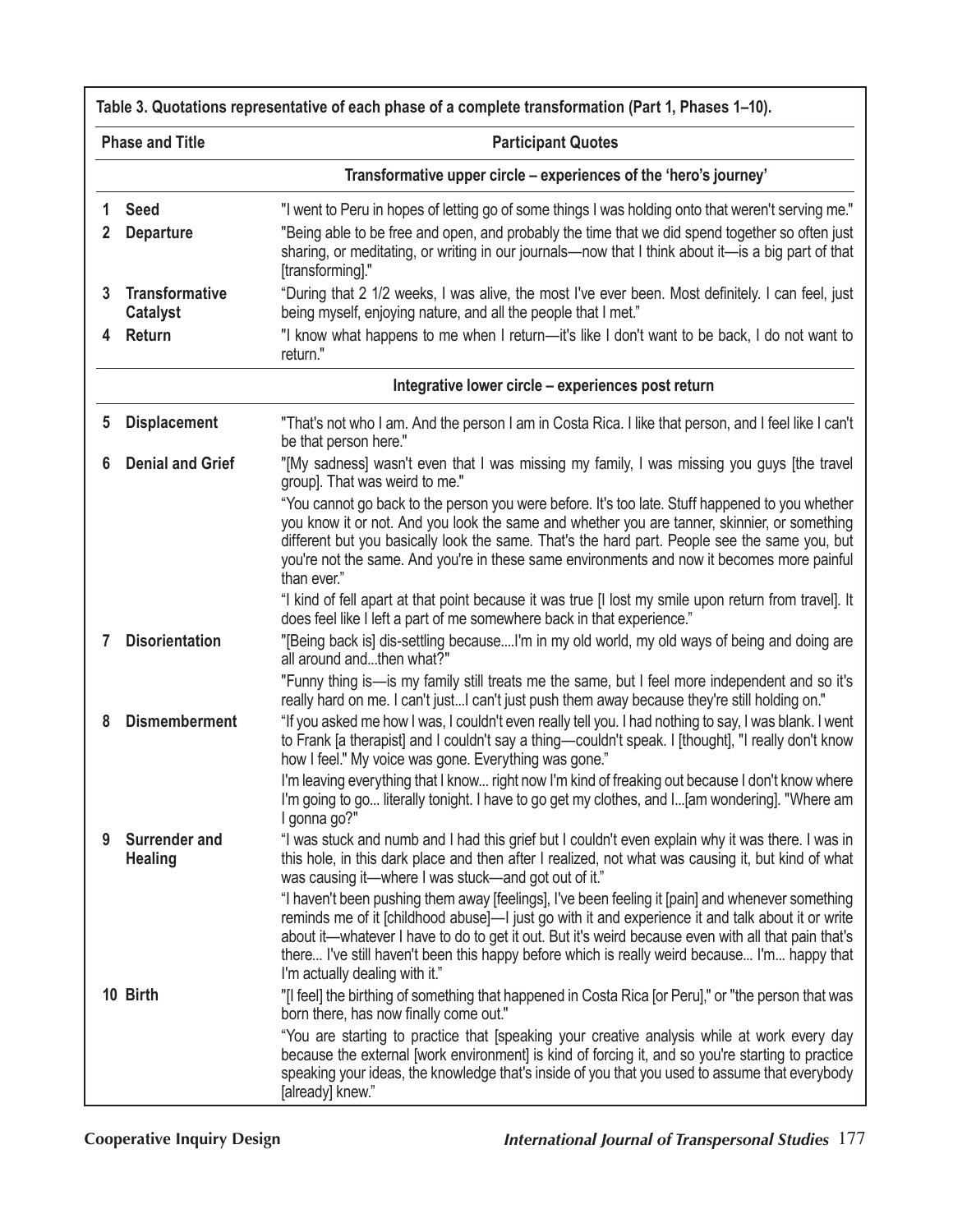**Table 3. Quotations representative of each phase of a complete transformation (Part 1, Phases 1–10).**

| Phase and Title | | Participant Quotes |
|---|---|---|
| | | **Transformative upper circle – experiences of the 'hero's journey'** |
| 1 | **Seed** | "I went to Peru in hopes of letting go of some things I was holding onto that weren't serving me." |
| 2 | **Departure** | "Being able to be free and open, and probably the time that we did spend together so often just sharing, or meditating, or writing in our journals—now that I think about it—is a big part of that [transforming]." |
| 3 | **Transformative Catalyst** | "During that 2 1/2 weeks, I was alive, the most I've ever been. Most definitely. I can feel, just being myself, enjoying nature, and all the people that I met." |
| 4 | **Return** | "I know what happens to me when I return—it's like I don't want to be back, I do not want to return." |
| | | **Integrative lower circle – experiences post return** |
| 5 | **Displacement** | "That's not who I am. And the person I am in Costa Rica. I like that person, and I feel like I can't be that person here." |
| 6 | **Denial and Grief** | "[My sadness] wasn't even that I was missing my family, I was missing you guys [the travel group]. That was weird to me." |
| | | "You cannot go back to the person you were before. It's too late. Stuff happened to you whether you know it or not. And you look the same and whether you are tanner, skinnier, or something different but you basically look the same. That's the hard part. People see the same you, but you're not the same. And you're in these same environments and now it becomes more painful than ever." |
| | | "I kind of fell apart at that point because it was true [I lost my smile upon return from travel]. It does feel like I left a part of me somewhere back in that experience." |
| 7 | **Disorientation** | "[Being back is] dis-settling because....I'm in my old world, my old ways of being and doing are all around and...then what?" |
| | | "Funny thing is—is my family still treats me the same, but I feel more independent and so it's really hard on me. I can't just...I can't just push them away because they're still holding on." |
| 8 | **Dismemberment** | "If you asked me how I was, I couldn't even really tell you. I had nothing to say, I was blank. I went to Frank [a therapist] and I couldn't say a thing—couldn't speak. I [thought], "I really don't know how I feel." My voice was gone. Everything was gone." |
| | | I'm leaving everything that I know... right now I'm kind of freaking out because I don't know where I'm going to go... literally tonight. I have to go get my clothes, and I...[am wondering]. "Where am I gonna go?" |
| 9 | **Surrender and Healing** | "I was stuck and numb and I had this grief but I couldn't even explain why it was there. I was in this hole, in this dark place and then after I realized, not what was causing it, but kind of what was causing it—where I was stuck—and got out of it." |
| | | "I haven't been pushing them away [feelings], I've been feeling it [pain] and whenever something reminds me of it [childhood abuse]—I just go with it and experience it and talk about it or write about it—whatever I have to do to get it out. But it's weird because even with all that pain that's there... I've still haven't been this happy before which is really weird because... I'm... happy that I'm actually dealing with it." |
| 10 | **Birth** | "[I feel] the birthing of something that happened in Costa Rica [or Peru]," or "the person that was born there, has now finally come out." |
| | | "You are starting to practice that [speaking your creative analysis while at work every day because the external [work environment] is kind of forcing it, and so you're starting to practice speaking your ideas, the knowledge that's inside of you that you used to assume that everybody [already] knew." |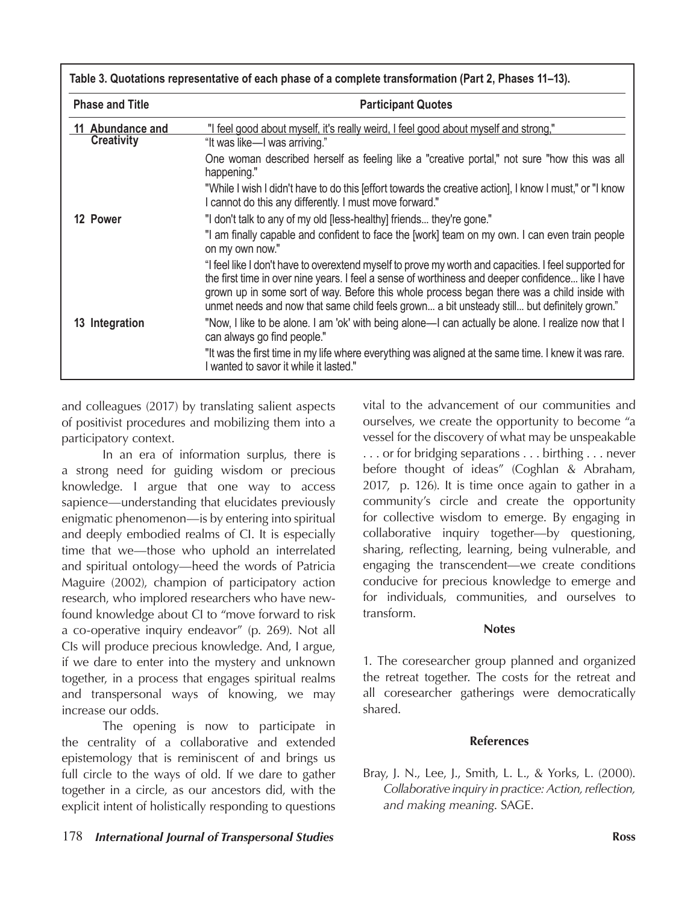**Table 3. Quotations representative of each phase of a complete transformation (Part 2, Phases 11–13).**

| Phase and Title | Participant Quotes |
|---|---|
| 11 Abundance and Creativity | "I feel good about myself, it's really weird, I feel good about myself and strong," |
| | "It was like—I was arriving." |
| | One woman described herself as feeling like a "creative portal," not sure "how this was all happening." |
| | "While I wish I didn't have to do this [effort towards the creative action], I know I must," or "I know I cannot do this any differently. I must move forward." |
| 12 Power | "I don't talk to any of my old [less-healthy] friends... they're gone." |
| | "I am finally capable and confident to face the [work] team on my own. I can even train people on my own now." |
| | "I feel like I don't have to overextend myself to prove my worth and capacities. I feel supported for the first time in over nine years. I feel a sense of worthiness and deeper confidence... like I have grown up in some sort of way. Before this whole process began there was a child inside with unmet needs and now that same child feels grown... a bit unsteady still... but definitely grown." |
| 13 Integration | "Now, I like to be alone. I am 'ok' with being alone—I can actually be alone. I realize now that I can always go find people." |
| | "It was the first time in my life where everything was aligned at the same time. I knew it was rare. I wanted to savor it while it lasted." |

and colleagues (2017) by translating salient aspects of positivist procedures and mobilizing them into a participatory context.

In an era of information surplus, there is a strong need for guiding wisdom or precious knowledge. I argue that one way to access sapience—understanding that elucidates previously enigmatic phenomenon—is by entering into spiritual and deeply embodied realms of CI. It is especially time that we—those who uphold an interrelated and spiritual ontology—heed the words of Patricia Maguire (2002), champion of participatory action research, who implored researchers who have new-found knowledge about CI to "move forward to risk a co-operative inquiry endeavor" (p. 269). Not all CIs will produce precious knowledge. And, I argue, if we dare to enter into the mystery and unknown together, in a process that engages spiritual realms and transpersonal ways of knowing, we may increase our odds.

The opening is now to participate in the centrality of a collaborative and extended epistemology that is reminiscent of and brings us full circle to the ways of old. If we dare to gather together in a circle, as our ancestors did, with the explicit intent of holistically responding to questions vital to the advancement of our communities and ourselves, we create the opportunity to become "a vessel for the discovery of what may be unspeakable . . . or for bridging separations . . . birthing . . . never before thought of ideas" (Coghlan & Abraham, 2017, p. 126). It is time once again to gather in a community's circle and create the opportunity for collective wisdom to emerge. By engaging in collaborative inquiry together—by questioning, sharing, reflecting, learning, being vulnerable, and engaging the transcendent—we create conditions conducive for precious knowledge to emerge and for individuals, communities, and ourselves to transform.

## Notes

1. The coresearcher group planned and organized the retreat together. The costs for the retreat and all coresearcher gatherings were democratically shared.

## References

Bray, J. N., Lee, J., Smith, L. L., & Yorks, L. (2000). *Collaborative inquiry in practice: Action, reflection, and making meaning.* SAGE.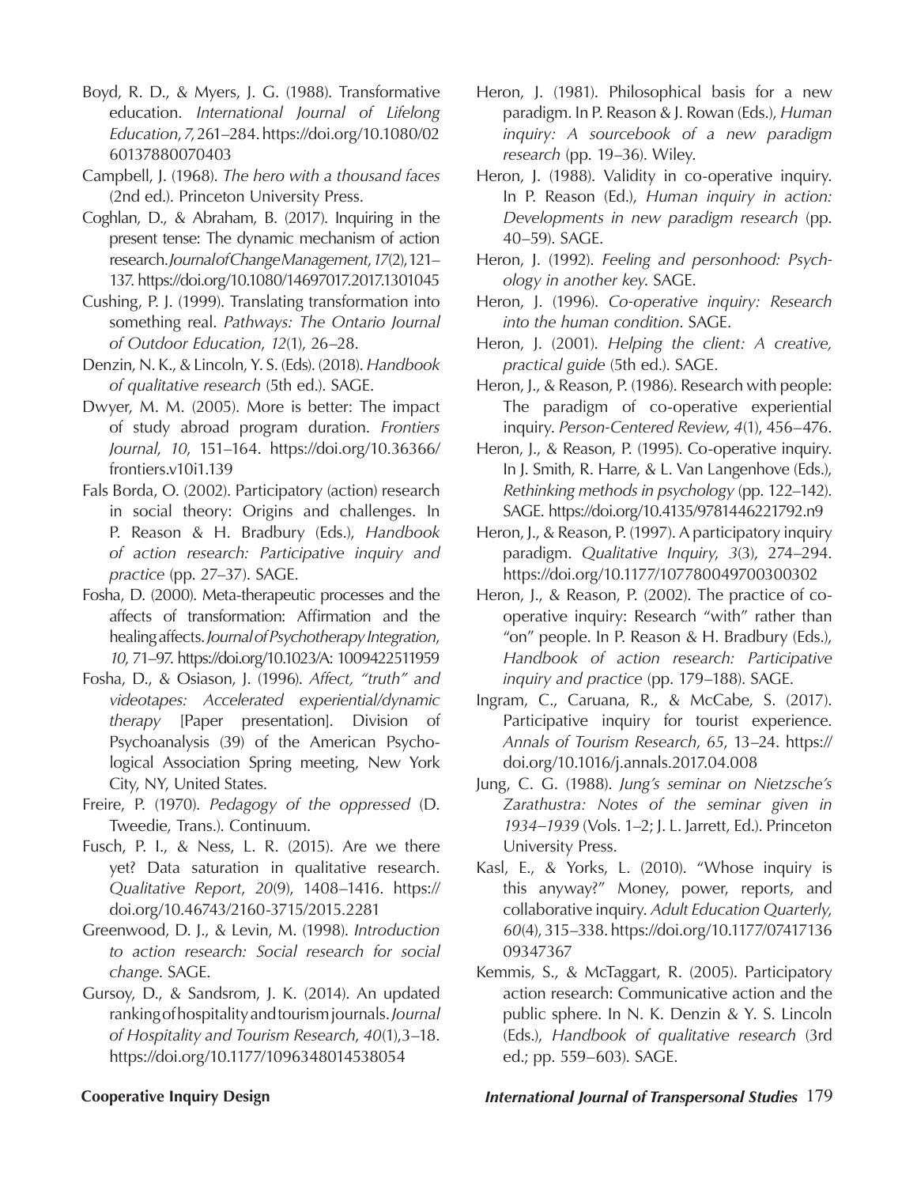Boyd, R. D., & Myers, J. G. (1988). Transformative education. *International Journal of Lifelong Education*, *7*, 261–284. https://doi.org/10.1080/0260137880070403

Campbell, J. (1968). *The hero with a thousand faces* (2nd ed.). Princeton University Press.

Coghlan, D., & Abraham, B. (2017). Inquiring in the present tense: The dynamic mechanism of action research. *Journal of Change Management*, *17*(2), 121–137. https://doi.org/10.1080/14697017.2017.1301045

Cushing, P. J. (1999). Translating transformation into something real. *Pathways: The Ontario Journal of Outdoor Education*, *12*(1), 26–28.

Denzin, N. K., & Lincoln, Y. S. (Eds). (2018). *Handbook of qualitative research* (5th ed.). SAGE.

Dwyer, M. M. (2005). More is better: The impact of study abroad program duration. *Frontiers Journal*, *10*, 151–164. https://doi.org/10.36366/frontiers.v10i1.139

Fals Borda, O. (2002). Participatory (action) research in social theory: Origins and challenges. In P. Reason & H. Bradbury (Eds.), *Handbook of action research: Participative inquiry and practice* (pp. 27–37). SAGE.

Fosha, D. (2000). Meta-therapeutic processes and the affects of transformation: Affirmation and the healing affects. *Journal of Psychotherapy Integration*, *10*, 71–97. https://doi.org/10.1023/A: 1009422511959

Fosha, D., & Osiason, J. (1996). *Affect, "truth" and videotapes: Accelerated experiential/dynamic therapy* [Paper presentation]. Division of Psychoanalysis (39) of the American Psychological Association Spring meeting, New York City, NY, United States.

Freire, P. (1970). *Pedagogy of the oppressed* (D. Tweedie, Trans.). Continuum.

Fusch, P. I., & Ness, L. R. (2015). Are we there yet? Data saturation in qualitative research. *Qualitative Report*, *20*(9), 1408–1416. https://doi.org/10.46743/2160-3715/2015.2281

Greenwood, D. J., & Levin, M. (1998). *Introduction to action research: Social research for social change*. SAGE.

Gursoy, D., & Sandsrom, J. K. (2014). An updated ranking of hospitality and tourism journals. *Journal of Hospitality and Tourism Research*, *40*(1), 3–18. https://doi.org/10.1177/1096348014538054

Heron, J. (1981). Philosophical basis for a new paradigm. In P. Reason & J. Rowan (Eds.), *Human inquiry: A sourcebook of a new paradigm research* (pp. 19–36). Wiley.

Heron, J. (1988). Validity in co-operative inquiry. In P. Reason (Ed.), *Human inquiry in action: Developments in new paradigm research* (pp. 40–59). SAGE.

Heron, J. (1992). *Feeling and personhood: Psychology in another key*. SAGE.

Heron, J. (1996). *Co-operative inquiry: Research into the human condition*. SAGE.

Heron, J. (2001). *Helping the client: A creative, practical guide* (5th ed.). SAGE.

Heron, J., & Reason, P. (1986). Research with people: The paradigm of co-operative experiential inquiry. *Person-Centered Review*, *4*(1), 456–476.

Heron, J., & Reason, P. (1995). Co-operative inquiry. In J. Smith, R. Harre, & L. Van Langenhove (Eds.), *Rethinking methods in psychology* (pp. 122–142). SAGE. https://doi.org/10.4135/9781446221792.n9

Heron, J., & Reason, P. (1997). A participatory inquiry paradigm. *Qualitative Inquiry*, *3*(3), 274–294. https://doi.org/10.1177/107780049700300302

Heron, J., & Reason, P. (2002). The practice of co-operative inquiry: Research "with" rather than "on" people. In P. Reason & H. Bradbury (Eds.), *Handbook of action research: Participative inquiry and practice* (pp. 179–188). SAGE.

Ingram, C., Caruana, R., & McCabe, S. (2017). Participative inquiry for tourist experience. *Annals of Tourism Research*, *65*, 13–24. https://doi.org/10.1016/j.annals.2017.04.008

Jung, C. G. (1988). *Jung's seminar on Nietzsche's Zarathustra: Notes of the seminar given in 1934–1939* (Vols. 1–2; J. L. Jarrett, Ed.). Princeton University Press.

Kasl, E., & Yorks, L. (2010). "Whose inquiry is this anyway?" Money, power, reports, and collaborative inquiry. *Adult Education Quarterly*, *60*(4), 315–338. https://doi.org/10.1177/0741713609347367

Kemmis, S., & McTaggart, R. (2005). Participatory action research: Communicative action and the public sphere. In N. K. Denzin & Y. S. Lincoln (Eds.), *Handbook of qualitative research* (3rd ed.; pp. 559–603). SAGE.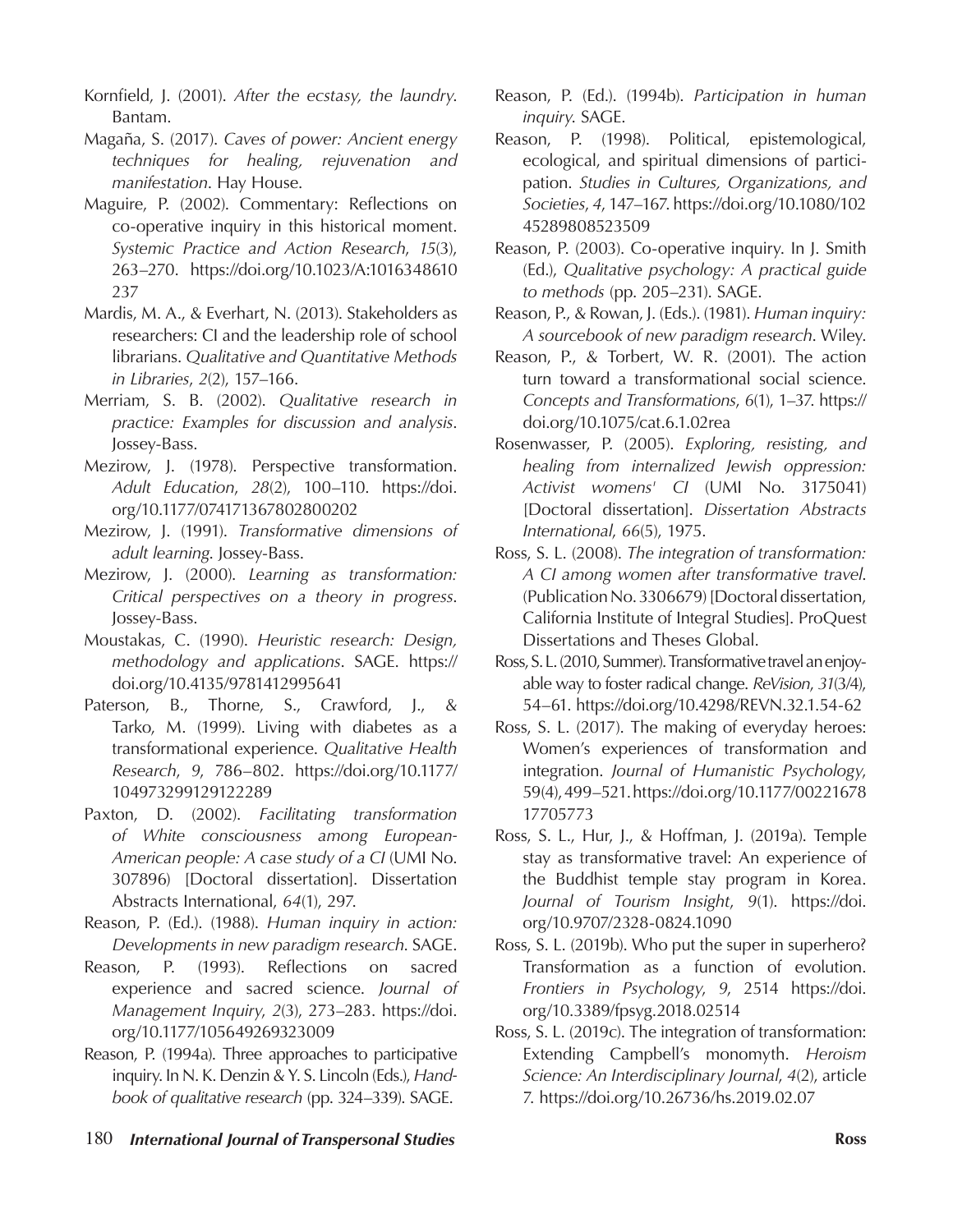Kornfield, J. (2001). *After the ecstasy, the laundry*. Bantam.

Magaña, S. (2017). *Caves of power: Ancient energy techniques for healing, rejuvenation and manifestation*. Hay House.

Maguire, P. (2002). Commentary: Reflections on co-operative inquiry in this historical moment. *Systemic Practice and Action Research*, *15*(3), 263–270. https://doi.org/10.1023/A:1016348610237

Mardis, M. A., & Everhart, N. (2013). Stakeholders as researchers: CI and the leadership role of school librarians. *Qualitative and Quantitative Methods in Libraries*, *2*(2), 157–166.

Merriam, S. B. (2002). *Qualitative research in practice: Examples for discussion and analysis*. Jossey-Bass.

Mezirow, J. (1978). Perspective transformation. *Adult Education*, *28*(2), 100–110. https://doi.org/10.1177/074171367802800202

Mezirow, J. (1991). *Transformative dimensions of adult learning*. Jossey-Bass.

Mezirow, J. (2000). *Learning as transformation: Critical perspectives on a theory in progress*. Jossey-Bass.

Moustakas, C. (1990). *Heuristic research: Design, methodology and applications*. SAGE. https://doi.org/10.4135/9781412995641

Paterson, B., Thorne, S., Crawford, J., & Tarko, M. (1999). Living with diabetes as a transformational experience. *Qualitative Health Research*, *9*, 786–802. https://doi.org/10.1177/104973299129122289

Paxton, D. (2002). *Facilitating transformation of White consciousness among European-American people: A case study of a CI* (UMI No. 307896) [Doctoral dissertation]. Dissertation Abstracts International, *64*(1), 297.

Reason, P. (Ed.). (1988). *Human inquiry in action: Developments in new paradigm research*. SAGE.

Reason, P. (1993). Reflections on sacred experience and sacred science. *Journal of Management Inquiry*, *2*(3), 273–283. https://doi.org/10.1177/105649269323009

Reason, P. (1994a). Three approaches to participative inquiry. In N. K. Denzin & Y. S. Lincoln (Eds.), *Handbook of qualitative research* (pp. 324–339). SAGE.

Reason, P. (Ed.). (1994b). *Participation in human inquiry*. SAGE.

Reason, P. (1998). Political, epistemological, ecological, and spiritual dimensions of participation. *Studies in Cultures, Organizations, and Societies*, *4*, 147–167. https://doi.org/10.1080/10245289808523509

Reason, P. (2003). Co-operative inquiry. In J. Smith (Ed.), *Qualitative psychology: A practical guide to methods* (pp. 205–231). SAGE.

Reason, P., & Rowan, J. (Eds.). (1981). *Human inquiry: A sourcebook of new paradigm research*. Wiley.

Reason, P., & Torbert, W. R. (2001). The action turn toward a transformational social science. *Concepts and Transformations*, *6*(1), 1–37. https://doi.org/10.1075/cat.6.1.02rea

Rosenwasser, P. (2005). *Exploring, resisting, and healing from internalized Jewish oppression: Activist womens' CI* (UMI No. 3175041) [Doctoral dissertation]. *Dissertation Abstracts International*, *66*(5), 1975.

Ross, S. L. (2008). *The integration of transformation: A CI among women after transformative travel*. (Publication No. 3306679) [Doctoral dissertation, California Institute of Integral Studies]. ProQuest Dissertations and Theses Global.

Ross, S. L. (2010, Summer). Transformative travel an enjoyable way to foster radical change. *ReVision*, *31*(3/4), 54–61. https://doi.org/10.4298/REVN.32.1.54-62

Ross, S. L. (2017). The making of everyday heroes: Women's experiences of transformation and integration. *Journal of Humanistic Psychology*, 59(4), 499–521. https://doi.org/10.1177/0022167817705773

Ross, S. L., Hur, J., & Hoffman, J. (2019a). Temple stay as transformative travel: An experience of the Buddhist temple stay program in Korea. *Journal of Tourism Insight*, *9*(1). https://doi.org/10.9707/2328-0824.1090

Ross, S. L. (2019b). Who put the super in superhero? Transformation as a function of evolution. *Frontiers in Psychology*, *9*, 2514 https://doi.org/10.3389/fpsyg.2018.02514

Ross, S. L. (2019c). The integration of transformation: Extending Campbell's monomyth. *Heroism Science: An Interdisciplinary Journal*, *4*(2), article 7. https://doi.org/10.26736/hs.2019.02.07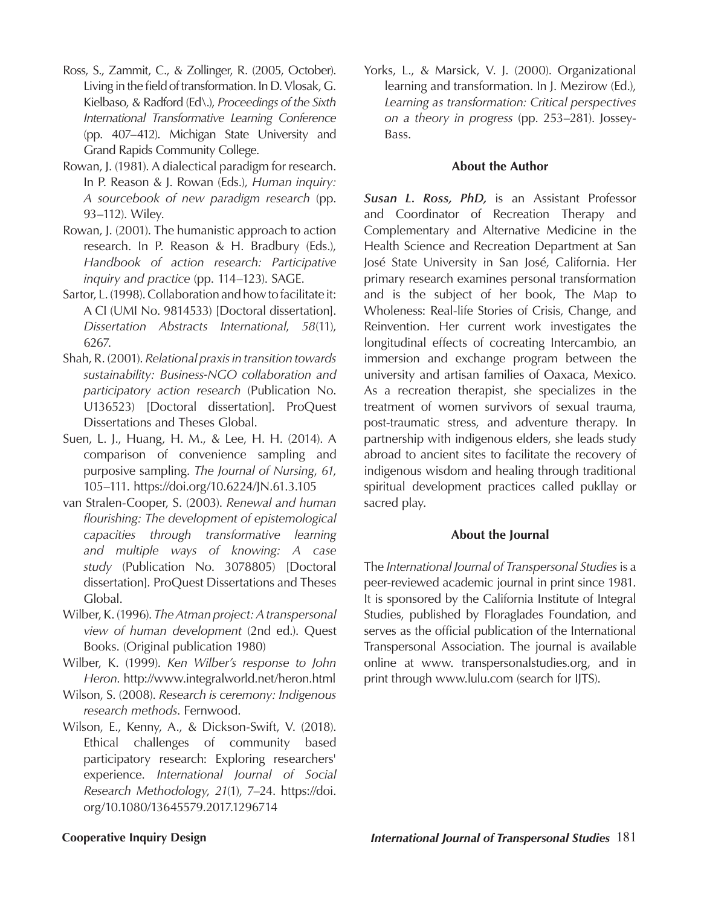Ross, S., Zammit, C., & Zollinger, R. (2005, October). Living in the field of transformation. In D. Vlosak, G. Kielbaso, & Radford (Ed\.), *Proceedings of the Sixth International Transformative Learning Conference* (pp. 407–412). Michigan State University and Grand Rapids Community College.

Rowan, J. (1981). A dialectical paradigm for research. In P. Reason & J. Rowan (Eds.), *Human inquiry: A sourcebook of new paradigm research* (pp. 93–112). Wiley.

Rowan, J. (2001). The humanistic approach to action research. In P. Reason & H. Bradbury (Eds.), *Handbook of action research: Participative inquiry and practice* (pp. 114–123). SAGE.

Sartor, L. (1998). Collaboration and how to facilitate it: A CI (UMI No. 9814533) [Doctoral dissertation]. *Dissertation Abstracts International*, *58*(11), 6267.

Shah, R. (2001). *Relational praxis in transition towards sustainability: Business-NGO collaboration and participatory action research* (Publication No. U136523) [Doctoral dissertation]. ProQuest Dissertations and Theses Global.

Suen, L. J., Huang, H. M., & Lee, H. H. (2014). A comparison of convenience sampling and purposive sampling. *The Journal of Nursing*, *61*, 105–111. https://doi.org/10.6224/JN.61.3.105

van Stralen-Cooper, S. (2003). *Renewal and human flourishing: The development of epistemological capacities through transformative learning and multiple ways of knowing: A case study* (Publication No. 3078805) [Doctoral dissertation]. ProQuest Dissertations and Theses Global.

Wilber, K. (1996). *The Atman project: A transpersonal view of human development* (2nd ed.). Quest Books. (Original publication 1980)

Wilber, K. (1999). *Ken Wilber's response to John Heron*. http://www.integralworld.net/heron.html

Wilson, S. (2008). *Research is ceremony: Indigenous research methods*. Fernwood.

Wilson, E., Kenny, A., & Dickson-Swift, V. (2018). Ethical challenges of community based participatory research: Exploring researchers' experience. *International Journal of Social Research Methodology*, *21*(1), 7–24. https://doi.org/10.1080/13645579.2017.1296714

Yorks, L., & Marsick, V. J. (2000). Organizational learning and transformation. In J. Mezirow (Ed.), *Learning as transformation: Critical perspectives on a theory in progress* (pp. 253–281). Jossey-Bass.

## About the Author

***Susan L. Ross, PhD,*** is an Assistant Professor and Coordinator of Recreation Therapy and Complementary and Alternative Medicine in the Health Science and Recreation Department at San José State University in San José, California. Her primary research examines personal transformation and is the subject of her book, The Map to Wholeness: Real-life Stories of Crisis, Change, and Reinvention. Her current work investigates the longitudinal effects of cocreating Intercambio, an immersion and exchange program between the university and artisan families of Oaxaca, Mexico. As a recreation therapist, she specializes in the treatment of women survivors of sexual trauma, post-traumatic stress, and adventure therapy. In partnership with indigenous elders, she leads study abroad to ancient sites to facilitate the recovery of indigenous wisdom and healing through traditional spiritual development practices called pukllay or sacred play.

## About the Journal

The *International Journal of Transpersonal Studies* is a peer-reviewed academic journal in print since 1981. It is sponsored by the California Institute of Integral Studies, published by Floraglades Foundation, and serves as the official publication of the International Transpersonal Association. The journal is available online at www. transpersonalstudies.org, and in print through www.lulu.com (search for IJTS).